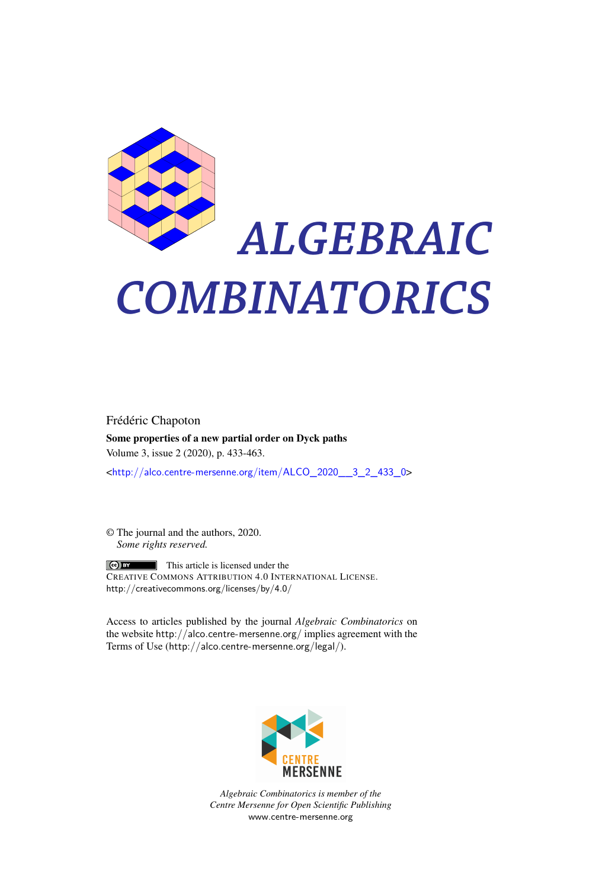# ALGEBRAIC COMBINATORICS

Frédéric Chapoton

**Some properties of a new partial order on Dyck paths**

Volume 3, issue 2 (2020), p. 433-463.

<http://alco.centre-mersenne.org/item/ALCO_2020__3_2_433_0>

© The journal and the authors, 2020.
*Some rights reserved.*

This article is licensed under the
Creative Commons Attribution 4.0 International License.
http://creativecommons.org/licenses/by/4.0/

Access to articles published by the journal *Algebraic Combinatorics* on the website http://alco.centre-mersenne.org/ implies agreement with the Terms of Use (http://alco.centre-mersenne.org/legal/).

CENTRE MERSENNE

*Algebraic Combinatorics is member of the Centre Mersenne for Open Scientific Publishing*
www.centre-mersenne.org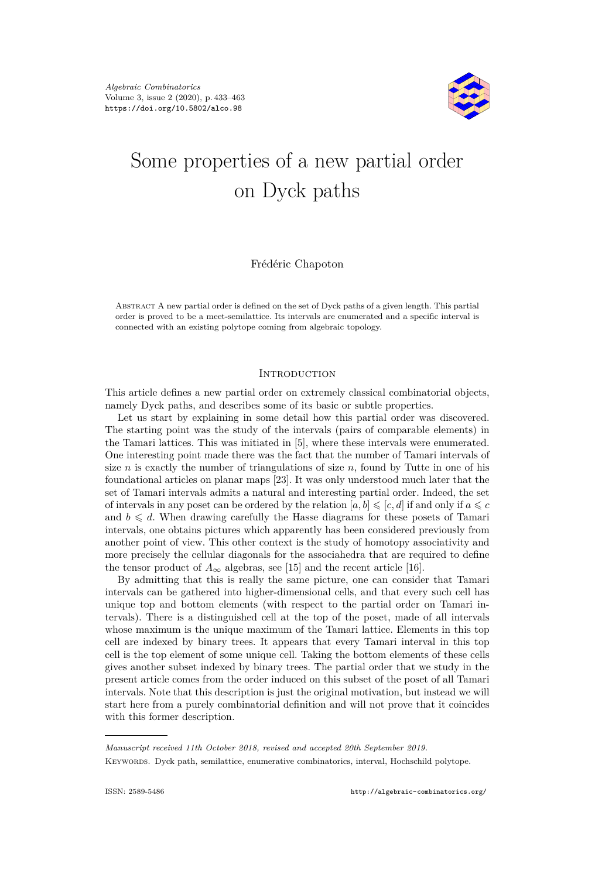# Some properties of a new partial order on Dyck paths

Frédéric Chapoton

Abstract A new partial order is defined on the set of Dyck paths of a given length. This partial order is proved to be a meet-semilattice. Its intervals are enumerated and a specific interval is connected with an existing polytope coming from algebraic topology.

## Introduction

This article defines a new partial order on extremely classical combinatorial objects, namely Dyck paths, and describes some of its basic or subtle properties.

Let us start by explaining in some detail how this partial order was discovered. The starting point was the study of the intervals (pairs of comparable elements) in the Tamari lattices. This was initiated in [5], where these intervals were enumerated. One interesting point made there was the fact that the number of Tamari intervals of size $n$ is exactly the number of triangulations of size $n$, found by Tutte in one of his foundational articles on planar maps [23]. It was only understood much later that the set of Tamari intervals admits a natural and interesting partial order. Indeed, the set of intervals in any poset can be ordered by the relation $[a, b] \leqslant [c, d]$ if and only if $a \leqslant c$ and $b \leqslant d$. When drawing carefully the Hasse diagrams for these posets of Tamari intervals, one obtains pictures which apparently has been considered previously from another point of view. This other context is the study of homotopy associativity and more precisely the cellular diagonals for the associahedra that are required to define the tensor product of $A_\infty$ algebras, see [15] and the recent article [16].

By admitting that this is really the same picture, one can consider that Tamari intervals can be gathered into higher-dimensional cells, and that every such cell has unique top and bottom elements (with respect to the partial order on Tamari intervals). There is a distinguished cell at the top of the poset, made of all intervals whose maximum is the unique maximum of the Tamari lattice. Elements in this top cell are indexed by binary trees. It appears that every Tamari interval in this top cell is the top element of some unique cell. Taking the bottom elements of these cells gives another subset indexed by binary trees. The partial order that we study in the present article comes from the order induced on this subset of the poset of all Tamari intervals. Note that this description is just the original motivation, but instead we will start here from a purely combinatorial definition and will not prove that it coincides with this former description.

---

*Manuscript received 11th October 2018, revised and accepted 20th September 2019.*

Keywords. Dyck path, semilattice, enumerative combinatorics, interval, Hochschild polytope.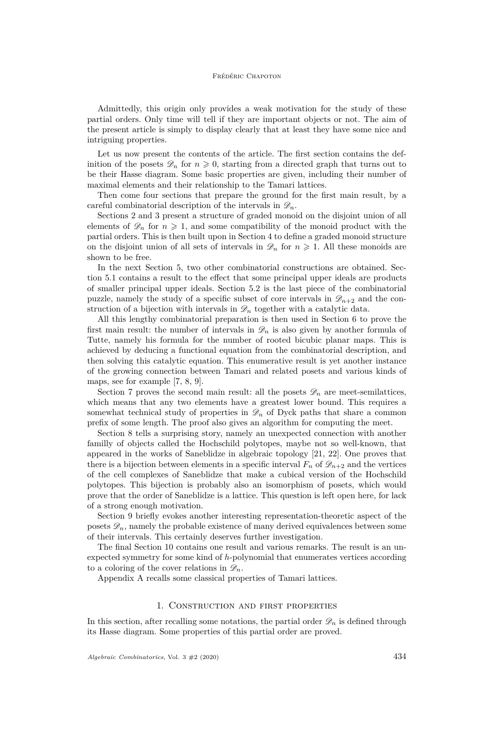Admittedly, this origin only provides a weak motivation for the study of these partial orders. Only time will tell if they are important objects or not. The aim of the present article is simply to display clearly that at least they have some nice and intriguing properties.

Let us now present the contents of the article. The first section contains the definition of the posets $\mathscr{D}_n$ for $n \geqslant 0$, starting from a directed graph that turns out to be their Hasse diagram. Some basic properties are given, including their number of maximal elements and their relationship to the Tamari lattices.

Then come four sections that prepare the ground for the first main result, by a careful combinatorial description of the intervals in $\mathscr{D}_n$.

Sections 2 and 3 present a structure of graded monoid on the disjoint union of all elements of $\mathscr{D}_n$ for $n \geqslant 1$, and some compatibility of the monoid product with the partial orders. This is then built upon in Section 4 to define a graded monoid structure on the disjoint union of all sets of intervals in $\mathscr{D}_n$ for $n \geqslant 1$. All these monoids are shown to be free.

In the next Section 5, two other combinatorial constructions are obtained. Section 5.1 contains a result to the effect that some principal upper ideals are products of smaller principal upper ideals. Section 5.2 is the last piece of the combinatorial puzzle, namely the study of a specific subset of core intervals in $\mathscr{D}_{n+2}$ and the construction of a bijection with intervals in $\mathscr{D}_n$ together with a catalytic data.

All this lengthy combinatorial preparation is then used in Section 6 to prove the first main result: the number of intervals in $\mathscr{D}_n$ is also given by another formula of Tutte, namely his formula for the number of rooted bicubic planar maps. This is achieved by deducing a functional equation from the combinatorial description, and then solving this catalytic equation. This enumerative result is yet another instance of the growing connection between Tamari and related posets and various kinds of maps, see for example [7, 8, 9].

Section 7 proves the second main result: all the posets $\mathscr{D}_n$ are meet-semilattices, which means that any two elements have a greatest lower bound. This requires a somewhat technical study of properties in $\mathscr{D}_n$ of Dyck paths that share a common prefix of some length. The proof also gives an algorithm for computing the meet.

Section 8 tells a surprising story, namely an unexpected connection with another familly of objects called the Hochschild polytopes, maybe not so well-known, that appeared in the works of Saneblidze in algebraic topology [21, 22]. One proves that there is a bijection between elements in a specific interval $F_n$ of $\mathscr{D}_{n+2}$ and the vertices of the cell complexes of Saneblidze that make a cubical version of the Hochschild polytopes. This bijection is probably also an isomorphism of posets, which would prove that the order of Saneblidze is a lattice. This question is left open here, for lack of a strong enough motivation.

Section 9 briefly evokes another interesting representation-theoretic aspect of the posets $\mathscr{D}_n$, namely the probable existence of many derived equivalences between some of their intervals. This certainly deserves further investigation.

The final Section 10 contains one result and various remarks. The result is an unexpected symmetry for some kind of $h$-polynomial that enumerates vertices according to a coloring of the cover relations in $\mathscr{D}_n$.

Appendix A recalls some classical properties of Tamari lattices.

## 1. Construction and first properties

In this section, after recalling some notations, the partial order $\mathscr{D}_n$ is defined through its Hasse diagram. Some properties of this partial order are proved.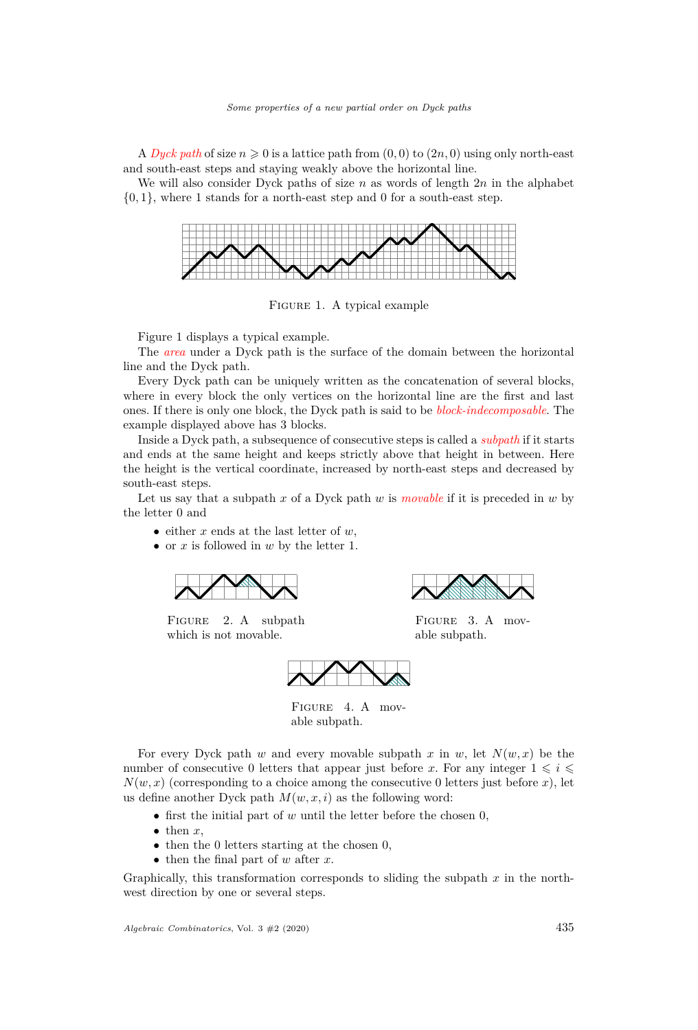A *Dyck path* of size $n \geqslant 0$ is a lattice path from $(0,0)$ to $(2n,0)$ using only north-east and south-east steps and staying weakly above the horizontal line.

We will also consider Dyck paths of size $n$ as words of length $2n$ in the alphabet $\{0,1\}$, where 1 stands for a north-east step and 0 for a south-east step.

Figure 1. A typical example

Figure 1 displays a typical example.

The *area* under a Dyck path is the surface of the domain between the horizontal line and the Dyck path.

Every Dyck path can be uniquely written as the concatenation of several blocks, where in every block the only vertices on the horizontal line are the first and last ones. If there is only one block, the Dyck path is said to be *block-indecomposable*. The example displayed above has 3 blocks.

Inside a Dyck path, a subsequence of consecutive steps is called a *subpath* if it starts and ends at the same height and keeps strictly above that height in between. Here the height is the vertical coordinate, increased by north-east steps and decreased by south-east steps.

Let us say that a subpath $x$ of a Dyck path $w$ is *movable* if it is preceded in $w$ by the letter 0 and

- either $x$ ends at the last letter of $w$,
- or $x$ is followed in $w$ by the letter 1.

Figure 2. A subpath which is not movable.

Figure 3. A movable subpath.

Figure 4. A movable subpath.

For every Dyck path $w$ and every movable subpath $x$ in $w$, let $N(w,x)$ be the number of consecutive 0 letters that appear just before $x$. For any integer $1 \leqslant i \leqslant N(w,x)$ (corresponding to a choice among the consecutive 0 letters just before $x$), let us define another Dyck path $M(w,x,i)$ as the following word:

- first the initial part of $w$ until the letter before the chosen 0,
- then $x$,
- then the 0 letters starting at the chosen 0,
- then the final part of $w$ after $x$.

Graphically, this transformation corresponds to sliding the subpath $x$ in the north-west direction by one or several steps.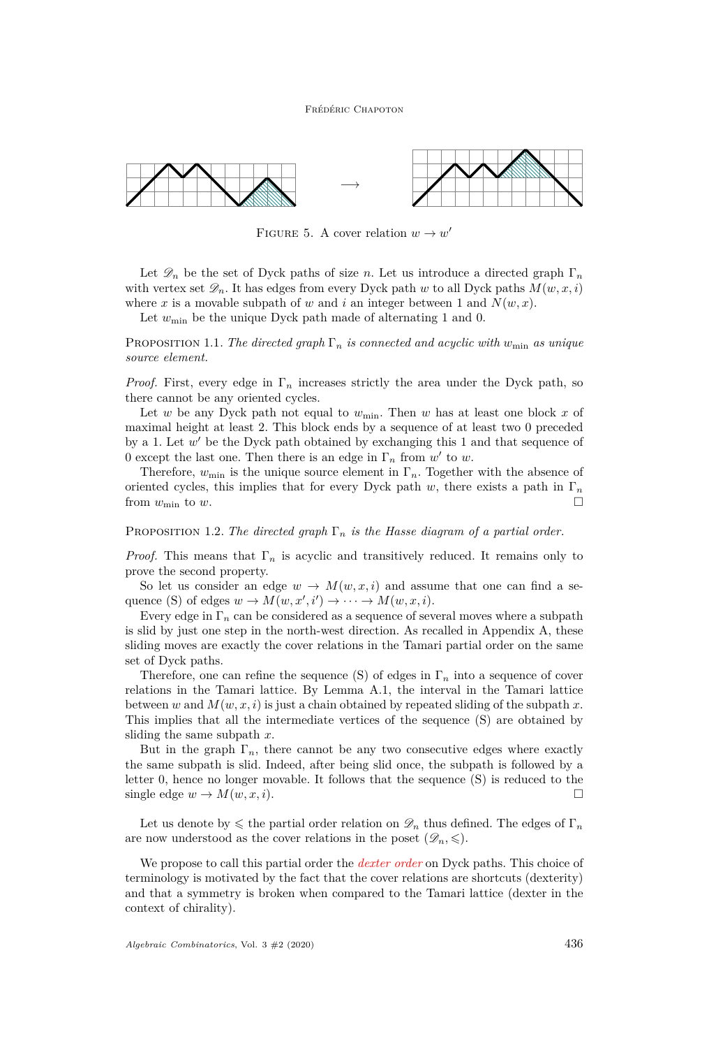Figure 5. A cover relation $w \to w'$

Let $\mathscr{D}_n$ be the set of Dyck paths of size $n$. Let us introduce a directed graph $\Gamma_n$ with vertex set $\mathscr{D}_n$. It has edges from every Dyck path $w$ to all Dyck paths $M(w, x, i)$ where $x$ is a movable subpath of $w$ and $i$ an integer between 1 and $N(w, x)$.

Let $w_{\min}$ be the unique Dyck path made of alternating 1 and 0.

Proposition 1.1. *The directed graph $\Gamma_n$ is connected and acyclic with $w_{\min}$ as unique source element.*

*Proof.* First, every edge in $\Gamma_n$ increases strictly the area under the Dyck path, so there cannot be any oriented cycles.

Let $w$ be any Dyck path not equal to $w_{\min}$. Then $w$ has at least one block $x$ of maximal height at least 2. This block ends by a sequence of at least two 0 preceded by a 1. Let $w'$ be the Dyck path obtained by exchanging this 1 and that sequence of 0 except the last one. Then there is an edge in $\Gamma_n$ from $w'$ to $w$.

Therefore, $w_{\min}$ is the unique source element in $\Gamma_n$. Together with the absence of oriented cycles, this implies that for every Dyck path $w$, there exists a path in $\Gamma_n$ from $w_{\min}$ to $w$. □

Proposition 1.2. *The directed graph $\Gamma_n$ is the Hasse diagram of a partial order.*

*Proof.* This means that $\Gamma_n$ is acyclic and transitively reduced. It remains only to prove the second property.

So let us consider an edge $w \to M(w, x, i)$ and assume that one can find a sequence (S) of edges $w \to M(w, x', i') \to \cdots \to M(w, x, i)$.

Every edge in $\Gamma_n$ can be considered as a sequence of several moves where a subpath is slid by just one step in the north-west direction. As recalled in Appendix A, these sliding moves are exactly the cover relations in the Tamari partial order on the same set of Dyck paths.

Therefore, one can refine the sequence (S) of edges in $\Gamma_n$ into a sequence of cover relations in the Tamari lattice. By Lemma A.1, the interval in the Tamari lattice between $w$ and $M(w, x, i)$ is just a chain obtained by repeated sliding of the subpath $x$. This implies that all the intermediate vertices of the sequence (S) are obtained by sliding the same subpath $x$.

But in the graph $\Gamma_n$, there cannot be any two consecutive edges where exactly the same subpath is slid. Indeed, after being slid once, the subpath is followed by a letter 0, hence no longer movable. It follows that the sequence (S) is reduced to the single edge $w \to M(w, x, i)$. □

Let us denote by $\leqslant$ the partial order relation on $\mathscr{D}_n$ thus defined. The edges of $\Gamma_n$ are now understood as the cover relations in the poset $(\mathscr{D}_n, \leqslant)$.

We propose to call this partial order the *dexter order* on Dyck paths. This choice of terminology is motivated by the fact that the cover relations are shortcuts (dexterity) and that a symmetry is broken when compared to the Tamari lattice (dexter in the context of chirality).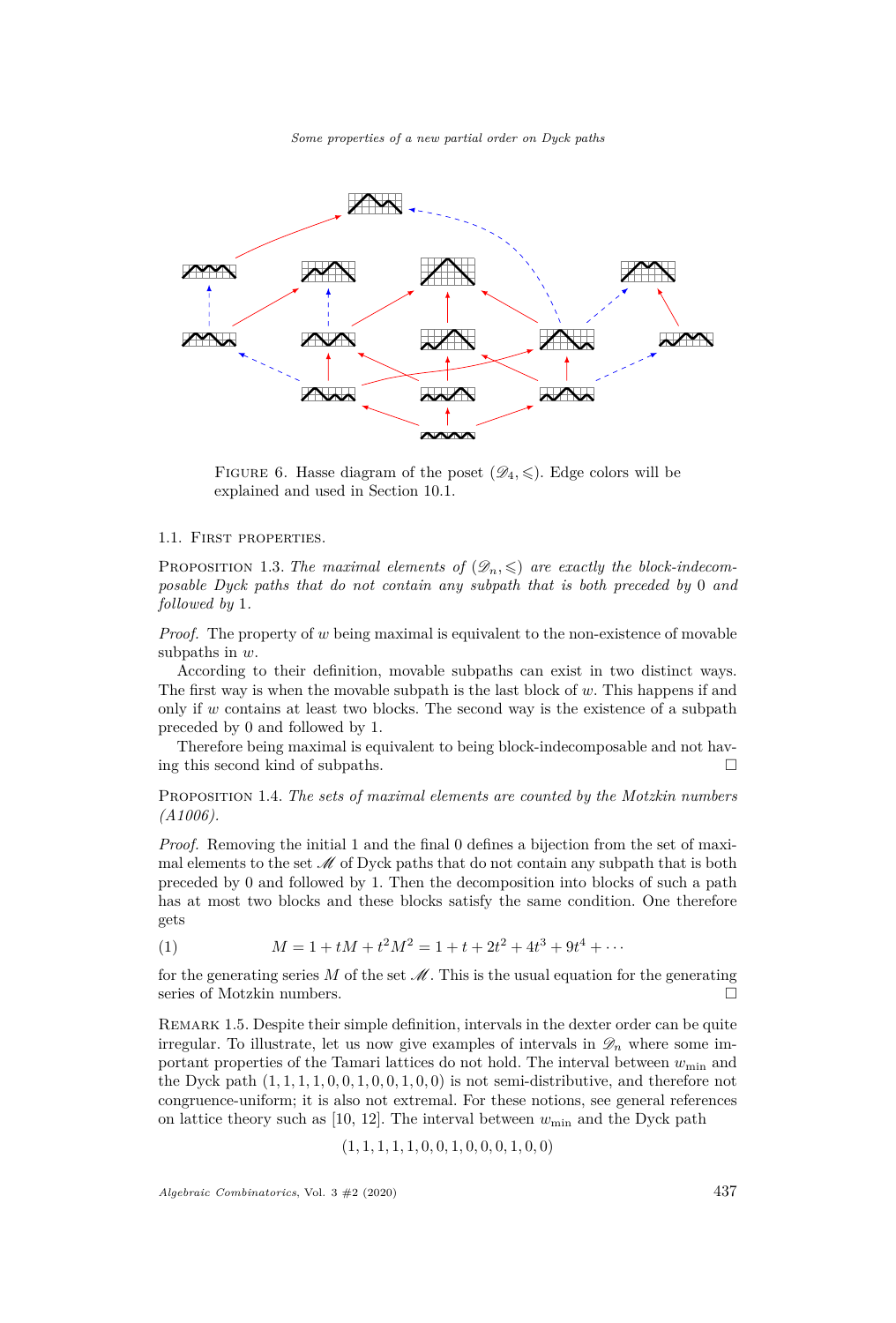Figure 6. Hasse diagram of the poset $(\mathscr{D}_4, \leqslant)$. Edge colors will be explained and used in Section 10.1.

### 1.1. First properties.

Proposition 1.3. *The maximal elements of $(\mathscr{D}_n, \leqslant)$ are exactly the block-indecomposable Dyck paths that do not contain any subpath that is both preceded by* 0 *and followed by* 1.

*Proof.* The property of $w$ being maximal is equivalent to the non-existence of movable subpaths in $w$.

According to their definition, movable subpaths can exist in two distinct ways. The first way is when the movable subpath is the last block of $w$. This happens if and only if $w$ contains at least two blocks. The second way is the existence of a subpath preceded by 0 and followed by 1.

Therefore being maximal is equivalent to being block-indecomposable and not having this second kind of subpaths. □

Proposition 1.4. *The sets of maximal elements are counted by the Motzkin numbers (A1006).*

*Proof.* Removing the initial 1 and the final 0 defines a bijection from the set of maximal elements to the set $\mathscr{M}$ of Dyck paths that do not contain any subpath that is both preceded by 0 and followed by 1. Then the decomposition into blocks of such a path has at most two blocks and these blocks satisfy the same condition. One therefore gets

$$M = 1 + tM + t^2M^2 = 1 + t + 2t^2 + 4t^3 + 9t^4 + \cdots \tag{1}$$

for the generating series $M$ of the set $\mathscr{M}$. This is the usual equation for the generating series of Motzkin numbers. □

Remark 1.5. Despite their simple definition, intervals in the dexter order can be quite irregular. To illustrate, let us now give examples of intervals in $\mathscr{D}_n$ where some important properties of the Tamari lattices do not hold. The interval between $w_{\min}$ and the Dyck path $(1, 1, 1, 1, 0, 0, 1, 0, 0, 1, 0, 0)$ is not semi-distributive, and therefore not congruence-uniform; it is also not extremal. For these notions, see general references on lattice theory such as [10, 12]. The interval between $w_{\min}$ and the Dyck path

$$(1, 1, 1, 1, 0, 0, 1, 0, 0, 0, 1, 0, 0)$$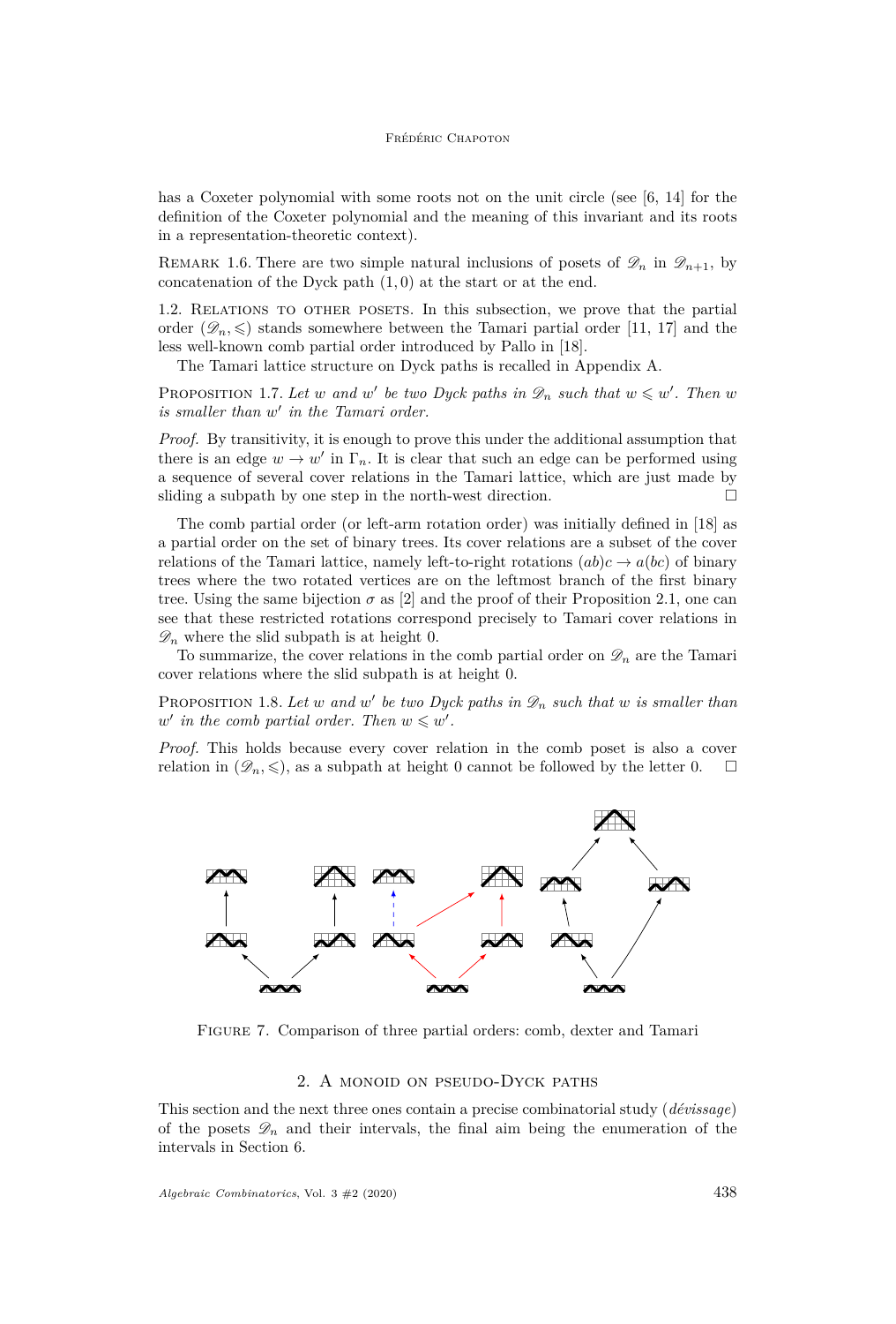has a Coxeter polynomial with some roots not on the unit circle (see [6, 14] for the definition of the Coxeter polynomial and the meaning of this invariant and its roots in a representation-theoretic context).

Remark 1.6. There are two simple natural inclusions of posets of $\mathscr{D}_n$ in $\mathscr{D}_{n+1}$, by concatenation of the Dyck path $(1, 0)$ at the start or at the end.

1.2. Relations to other posets. In this subsection, we prove that the partial order $(\mathscr{D}_n, \leqslant)$ stands somewhere between the Tamari partial order [11, 17] and the less well-known comb partial order introduced by Pallo in [18].

The Tamari lattice structure on Dyck paths is recalled in Appendix A.

Proposition 1.7. *Let $w$ and $w'$ be two Dyck paths in $\mathscr{D}_n$ such that $w \leqslant w'$. Then $w$ is smaller than $w'$ in the Tamari order.*

*Proof.* By transitivity, it is enough to prove this under the additional assumption that there is an edge $w \to w'$ in $\Gamma_n$. It is clear that such an edge can be performed using a sequence of several cover relations in the Tamari lattice, which are just made by sliding a subpath by one step in the north-west direction. □

The comb partial order (or left-arm rotation order) was initially defined in [18] as a partial order on the set of binary trees. Its cover relations are a subset of the cover relations of the Tamari lattice, namely left-to-right rotations $(ab)c \to a(bc)$ of binary trees where the two rotated vertices are on the leftmost branch of the first binary tree. Using the same bijection $\sigma$ as [2] and the proof of their Proposition 2.1, one can see that these restricted rotations correspond precisely to Tamari cover relations in $\mathscr{D}_n$ where the slid subpath is at height 0.

To summarize, the cover relations in the comb partial order on $\mathscr{D}_n$ are the Tamari cover relations where the slid subpath is at height 0.

Proposition 1.8. *Let $w$ and $w'$ be two Dyck paths in $\mathscr{D}_n$ such that $w$ is smaller than $w'$ in the comb partial order. Then $w \leqslant w'$.*

*Proof.* This holds because every cover relation in the comb poset is also a cover relation in $(\mathscr{D}_n, \leqslant)$, as a subpath at height 0 cannot be followed by the letter 0. □

Figure 7. Comparison of three partial orders: comb, dexter and Tamari

## 2. A monoid on pseudo-Dyck paths

This section and the next three ones contain a precise combinatorial study (*dévissage*) of the posets $\mathscr{D}_n$ and their intervals, the final aim being the enumeration of the intervals in Section 6.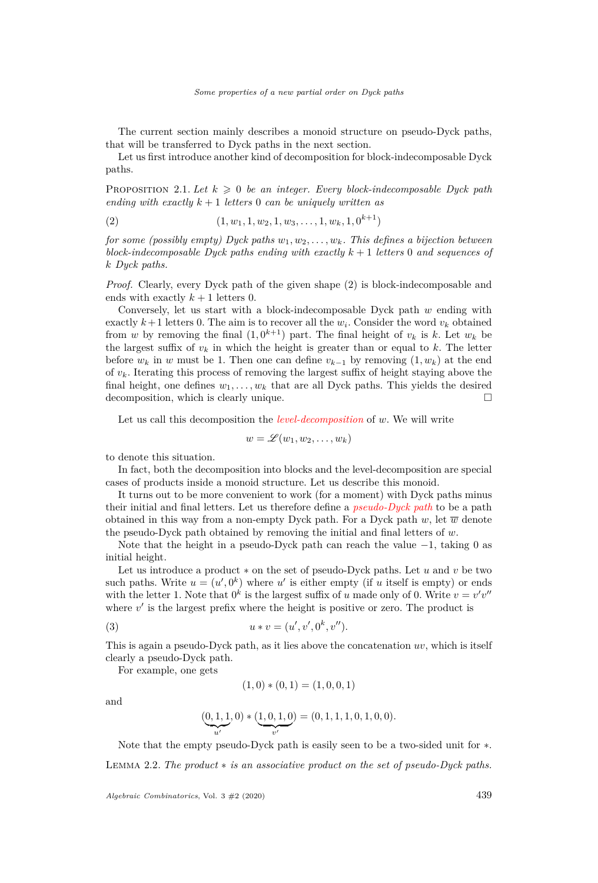The current section mainly describes a monoid structure on pseudo-Dyck paths, that will be transferred to Dyck paths in the next section.

Let us first introduce another kind of decomposition for block-indecomposable Dyck paths.

Proposition 2.1. *Let $k \geqslant 0$ be an integer. Every block-indecomposable Dyck path ending with exactly $k+1$ letters $0$ can be uniquely written as*

$$(1, w_1, 1, w_2, 1, w_3, \ldots, 1, w_k, 1, 0^{k+1}) \tag{2}$$

*for some (possibly empty) Dyck paths $w_1, w_2, \ldots, w_k$. This defines a bijection between block-indecomposable Dyck paths ending with exactly $k+1$ letters $0$ and sequences of $k$ Dyck paths.*

*Proof.* Clearly, every Dyck path of the given shape (2) is block-indecomposable and ends with exactly $k+1$ letters $0$.

Conversely, let us start with a block-indecomposable Dyck path $w$ ending with exactly $k+1$ letters $0$. The aim is to recover all the $w_i$. Consider the word $v_k$ obtained from $w$ by removing the final $(1, 0^{k+1})$ part. The final height of $v_k$ is $k$. Let $w_k$ be the largest suffix of $v_k$ in which the height is greater than or equal to $k$. The letter before $w_k$ in $w$ must be $1$. Then one can define $v_{k-1}$ by removing $(1, w_k)$ at the end of $v_k$. Iterating this process of removing the largest suffix of height staying above the final height, one defines $w_1, \ldots, w_k$ that are all Dyck paths. This yields the desired decomposition, which is clearly unique. □

Let us call this decomposition the *level-decomposition* of $w$. We will write

$$w = \mathscr{L}(w_1, w_2, \ldots, w_k)$$

to denote this situation.

In fact, both the decomposition into blocks and the level-decomposition are special cases of products inside a monoid structure. Let us describe this monoid.

It turns out to be more convenient to work (for a moment) with Dyck paths minus their initial and final letters. Let us therefore define a *pseudo-Dyck path* to be a path obtained in this way from a non-empty Dyck path. For a Dyck path $w$, let $\overline{w}$ denote the pseudo-Dyck path obtained by removing the initial and final letters of $w$.

Note that the height in a pseudo-Dyck path can reach the value $-1$, taking $0$ as initial height.

Let us introduce a product $*$ on the set of pseudo-Dyck paths. Let $u$ and $v$ be two such paths. Write $u = (u', 0^k)$ where $u'$ is either empty (if $u$ itself is empty) or ends with the letter $1$. Note that $0^k$ is the largest suffix of $u$ made only of $0$. Write $v = v'v''$ where $v'$ is the largest prefix where the height is positive or zero. The product is

$$u * v = (u', v', 0^k, v''). \tag{3}$$

This is again a pseudo-Dyck path, as it lies above the concatenation $uv$, which is itself clearly a pseudo-Dyck path.

For example, one gets

$$(1, 0) * (0, 1) = (1, 0, 0, 1)$$

and

$$(\underbrace{0, 1, 1}_{u'}, 0) * (\underbrace{1, 0, 1, 0}_{v'}) = (0, 1, 1, 1, 0, 1, 0, 0).$$

Note that the empty pseudo-Dyck path is easily seen to be a two-sided unit for $*$.

Lemma 2.2. *The product $*$ is an associative product on the set of pseudo-Dyck paths.*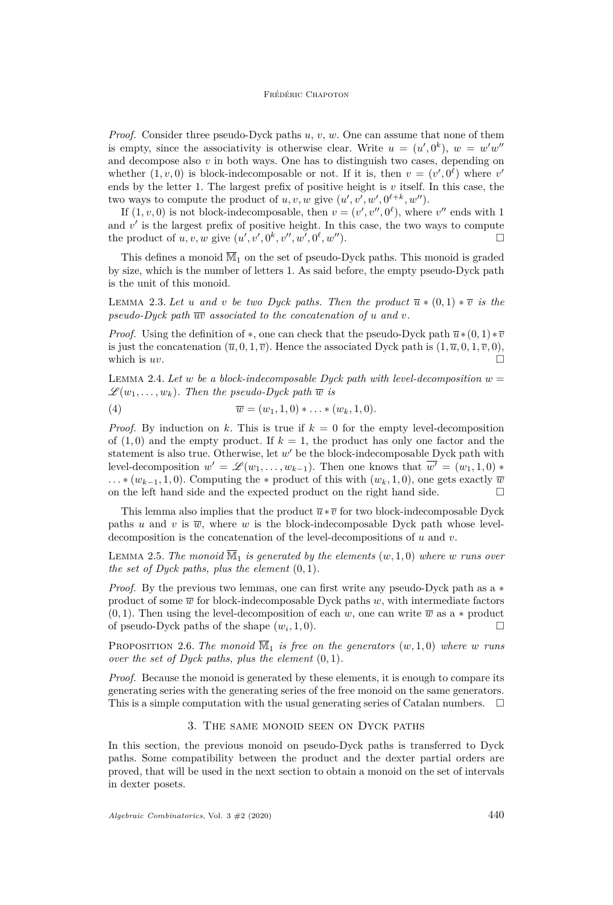*Proof.* Consider three pseudo-Dyck paths $u$, $v$, $w$. One can assume that none of them is empty, since the associativity is otherwise clear. Write $u = (u', 0^k)$, $w = w'w''$ and decompose also $v$ in both ways. One has to distinguish two cases, depending on whether $(1, v, 0)$ is block-indecomposable or not. If it is, then $v = (v', 0^\ell)$ where $v'$ ends by the letter 1. The largest prefix of positive height is $v$ itself. In this case, the two ways to compute the product of $u, v, w$ give $(u', v', w', 0^{\ell+k}, w'')$.

If $(1, v, 0)$ is not block-indecomposable, then $v = (v', v'', 0^\ell)$, where $v''$ ends with 1 and $v'$ is the largest prefix of positive height. In this case, the two ways to compute the product of $u, v, w$ give $(u', v', 0^k, v'', w', 0^\ell, w'')$. □

This defines a monoid $\overline{\mathbb{M}}_1$ on the set of pseudo-Dyck paths. This monoid is graded by size, which is the number of letters 1. As said before, the empty pseudo-Dyck path is the unit of this monoid.

Lemma 2.3. *Let $u$ and $v$ be two Dyck paths. Then the product $\overline{u} * (0, 1) * \overline{v}$ is the pseudo-Dyck path $\overline{uv}$ associated to the concatenation of $u$ and $v$.*

*Proof.* Using the definition of $*$, one can check that the pseudo-Dyck path $\overline{u} * (0, 1) * \overline{v}$ is just the concatenation $(\overline{u}, 0, 1, \overline{v})$. Hence the associated Dyck path is $(1, \overline{u}, 0, 1, \overline{v}, 0)$, which is $uv$. □

Lemma 2.4. *Let $w$ be a block-indecomposable Dyck path with level-decomposition $w = \mathscr{L}(w_1, \ldots, w_k)$. Then the pseudo-Dyck path $\overline{w}$ is*

$$\overline{w} = (w_1, 1, 0) * \ldots * (w_k, 1, 0). \tag{4}$$

*Proof.* By induction on $k$. This is true if $k = 0$ for the empty level-decomposition of $(1, 0)$ and the empty product. If $k = 1$, the product has only one factor and the statement is also true. Otherwise, let $w'$ be the block-indecomposable Dyck path with level-decomposition $w' = \mathscr{L}(w_1, \ldots, w_{k-1})$. Then one knows that $\overline{w'} = (w_1, 1, 0) * \ldots * (w_{k-1}, 1, 0)$. Computing the $*$ product of this with $(w_k, 1, 0)$, one gets exactly $\overline{w}$ on the left hand side and the expected product on the right hand side. □

This lemma also implies that the product $\overline{u} * \overline{v}$ for two block-indecomposable Dyck paths $u$ and $v$ is $\overline{w}$, where $w$ is the block-indecomposable Dyck path whose level-decomposition is the concatenation of the level-decompositions of $u$ and $v$.

Lemma 2.5. *The monoid $\overline{\mathbb{M}}_1$ is generated by the elements $(w, 1, 0)$ where $w$ runs over the set of Dyck paths, plus the element $(0, 1)$.*

*Proof.* By the previous two lemmas, one can first write any pseudo-Dyck path as a $*$ product of some $\overline{w}$ for block-indecomposable Dyck paths $w$, with intermediate factors $(0, 1)$. Then using the level-decomposition of each $w$, one can write $\overline{w}$ as a $*$ product of pseudo-Dyck paths of the shape $(w_i, 1, 0)$. □

Proposition 2.6. *The monoid $\overline{\mathbb{M}}_1$ is free on the generators $(w, 1, 0)$ where $w$ runs over the set of Dyck paths, plus the element $(0, 1)$.*

*Proof.* Because the monoid is generated by these elements, it is enough to compare its generating series with the generating series of the free monoid on the same generators. This is a simple computation with the usual generating series of Catalan numbers. □

## 3. The same monoid seen on Dyck paths

In this section, the previous monoid on pseudo-Dyck paths is transferred to Dyck paths. Some compatibility between the product and the dexter partial orders are proved, that will be used in the next section to obtain a monoid on the set of intervals in dexter posets.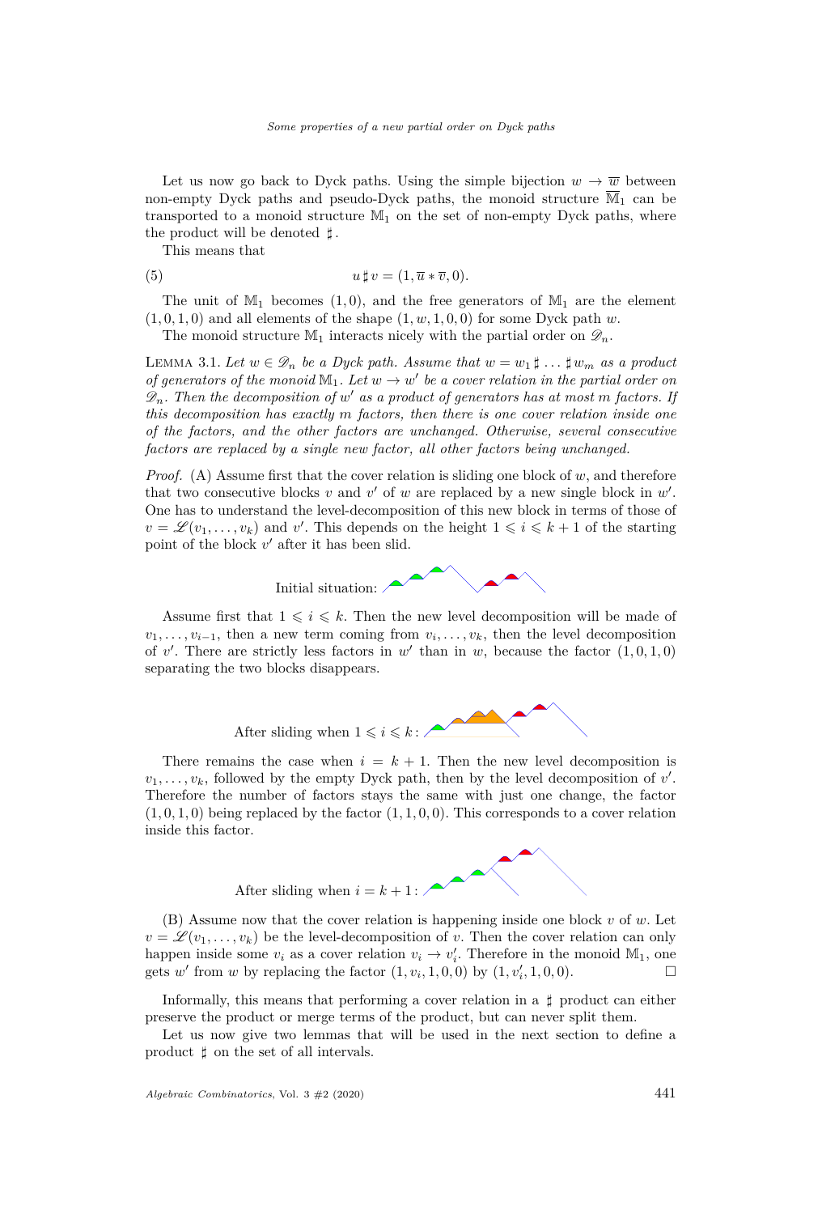Let us now go back to Dyck paths. Using the simple bijection $w \to \overline{w}$ between non-empty Dyck paths and pseudo-Dyck paths, the monoid structure $\overline{\mathbb{M}}_1$ can be transported to a monoid structure $\mathbb{M}_1$ on the set of non-empty Dyck paths, where the product will be denoted $\sharp$.

This means that

$$u \sharp v = (1, \overline{u} * \overline{v}, 0). \tag{5}$$

The unit of $\mathbb{M}_1$ becomes $(1,0)$, and the free generators of $\mathbb{M}_1$ are the element $(1,0,1,0)$ and all elements of the shape $(1,w,1,0,0)$ for some Dyck path $w$.

The monoid structure $\mathbb{M}_1$ interacts nicely with the partial order on $\mathscr{D}_n$.

Lemma 3.1. *Let $w \in \mathscr{D}_n$ be a Dyck path. Assume that $w = w_1 \sharp \dots \sharp w_m$ as a product of generators of the monoid $\mathbb{M}_1$. Let $w \to w'$ be a cover relation in the partial order on $\mathscr{D}_n$. Then the decomposition of $w'$ as a product of generators has at most $m$ factors. If this decomposition has exactly $m$ factors, then there is one cover relation inside one of the factors, and the other factors are unchanged. Otherwise, several consecutive factors are replaced by a single new factor, all other factors being unchanged.*

*Proof.* (A) Assume first that the cover relation is sliding one block of $w$, and therefore that two consecutive blocks $v$ and $v'$ of $w$ are replaced by a new single block in $w'$. One has to understand the level-decomposition of this new block in terms of those of $v = \mathscr{L}(v_1, \dots, v_k)$ and $v'$. This depends on the height $1 \leqslant i \leqslant k+1$ of the starting point of the block $v'$ after it has been slid.

Initial situation:

Assume first that $1 \leqslant i \leqslant k$. Then the new level decomposition will be made of $v_1, \dots, v_{i-1}$, then a new term coming from $v_i, \dots, v_k$, then the level decomposition of $v'$. There are strictly less factors in $w'$ than in $w$, because the factor $(1,0,1,0)$ separating the two blocks disappears.

After sliding when $1 \leqslant i \leqslant k$:

There remains the case when $i = k+1$. Then the new level decomposition is $v_1, \dots, v_k$, followed by the empty Dyck path, then by the level decomposition of $v'$. Therefore the number of factors stays the same with just one change, the factor $(1,0,1,0)$ being replaced by the factor $(1,1,0,0)$. This corresponds to a cover relation inside this factor.

After sliding when $i = k+1$:

(B) Assume now that the cover relation is happening inside one block $v$ of $w$. Let $v = \mathscr{L}(v_1, \dots, v_k)$ be the level-decomposition of $v$. Then the cover relation can only happen inside some $v_i$ as a cover relation $v_i \to v_i'$. Therefore in the monoid $\mathbb{M}_1$, one gets $w'$ from $w$ by replacing the factor $(1, v_i, 1, 0, 0)$ by $(1, v_i', 1, 0, 0)$. $\square$

Informally, this means that performing a cover relation in a $\sharp$ product can either preserve the product or merge terms of the product, but can never split them.

Let us now give two lemmas that will be used in the next section to define a product $\sharp$ on the set of all intervals.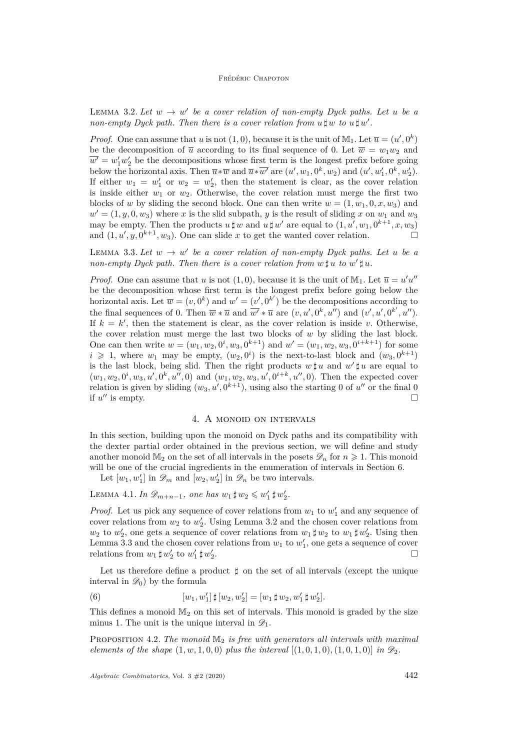Lemma 3.2. *Let $w \to w'$ be a cover relation of non-empty Dyck paths. Let $u$ be a non-empty Dyck path. Then there is a cover relation from $u \sharp w$ to $u \sharp w'$.*

*Proof.* One can assume that $u$ is not $(1,0)$, because it is the unit of $\mathbb{M}_1$. Let $\overline{u} = (u', 0^k)$ be the decomposition of $\overline{u}$ according to its final sequence of 0. Let $\overline{w} = w_1 w_2$ and $\overline{w'} = w_1' w_2'$ be the decompositions whose first term is the longest prefix before going below the horizontal axis. Then $\overline{u} * \overline{w}$ and $\overline{u} * \overline{w'}$ are $(u', w_1, 0^k, w_2)$ and $(u', w_1', 0^k, w_2')$. If either $w_1 = w_1'$ or $w_2 = w_2'$, then the statement is clear, as the cover relation is inside either $w_1$ or $w_2$. Otherwise, the cover relation must merge the first two blocks of $w$ by sliding the second block. One can then write $w = (1, w_1, 0, x, w_3)$ and $w' = (1, y, 0, w_3)$ where $x$ is the slid subpath, $y$ is the result of sliding $x$ on $w_1$ and $w_3$ may be empty. Then the products $u \sharp w$ and $u \sharp w'$ are equal to $(1, u', w_1, 0^{k+1}, x, w_3)$ and $(1, u', y, 0^{k+1}, w_3)$. One can slide $x$ to get the wanted cover relation. $\square$

Lemma 3.3. *Let $w \to w'$ be a cover relation of non-empty Dyck paths. Let $u$ be a non-empty Dyck path. Then there is a cover relation from $w \sharp u$ to $w' \sharp u$.*

*Proof.* One can assume that $u$ is not $(1,0)$, because it is the unit of $\mathbb{M}_1$. Let $\overline{u} = u'u''$ be the decomposition whose first term is the longest prefix before going below the horizontal axis. Let $\overline{w} = (v, 0^k)$ and $w' = (v', 0^{k'})$ be the decompositions according to the final sequences of 0. Then $\overline{w} * \overline{u}$ and $\overline{w'} * \overline{u}$ are $(v, u', 0^k, u'')$ and $(v', u', 0^{k'}, u'')$. If $k = k'$, then the statement is clear, as the cover relation is inside $v$. Otherwise, the cover relation must merge the last two blocks of $w$ by sliding the last block. One can then write $w = (w_1, w_2, 0^i, w_3, 0^{k+1})$ and $w' = (w_1, w_2, w_3, 0^{i+k+1})$ for some $i \geqslant 1$, where $w_1$ may be empty, $(w_2, 0^i)$ is the next-to-last block and $(w_3, 0^{k+1})$ is the last block, being slid. Then the right products $w \sharp u$ and $w' \sharp u$ are equal to $(w_1, w_2, 0^i, w_3, u', 0^k, u'', 0)$ and $(w_1, w_2, w_3, u', 0^{i+k}, u'', 0)$. Then the expected cover relation is given by sliding $(w_3, u', 0^{k+1})$, using also the starting 0 of $u''$ or the final 0 if $u''$ is empty. $\square$

## 4. A monoid on intervals

In this section, building upon the monoid on Dyck paths and its compatibility with the dexter partial order obtained in the previous section, we will define and study another monoid $\mathbb{M}_2$ on the set of all intervals in the posets $\mathscr{D}_n$ for $n \geqslant 1$. This monoid will be one of the crucial ingredients in the enumeration of intervals in Section 6.

Let $[w_1, w_1']$ in $\mathscr{D}_m$ and $[w_2, w_2']$ in $\mathscr{D}_n$ be two intervals.

Lemma 4.1. *In $\mathscr{D}_{m+n-1}$, one has $w_1 \sharp w_2 \leqslant w_1' \sharp w_2'$.*

*Proof.* Let us pick any sequence of cover relations from $w_1$ to $w_1'$ and any sequence of cover relations from $w_2$ to $w_2'$. Using Lemma 3.2 and the chosen cover relations from $w_2$ to $w_2'$, one gets a sequence of cover relations from $w_1 \sharp w_2$ to $w_1 \sharp w_2'$. Using then Lemma 3.3 and the chosen cover relations from $w_1$ to $w_1'$, one gets a sequence of cover relations from $w_1 \sharp w_2'$ to $w_1' \sharp w_2'$. $\square$

Let us therefore define a product $\sharp$ on the set of all intervals (except the unique interval in $\mathscr{D}_0$) by the formula

$$[w_1, w_1'] \sharp [w_2, w_2'] = [w_1 \sharp w_2, w_1' \sharp w_2']. \tag{6}$$

This defines a monoid $\mathbb{M}_2$ on this set of intervals. This monoid is graded by the size minus 1. The unit is the unique interval in $\mathscr{D}_1$.

Proposition 4.2. *The monoid $\mathbb{M}_2$ is free with generators all intervals with maximal elements of the shape $(1, w, 1, 0, 0)$ plus the interval $[(1,0,1,0), (1,0,1,0)]$ in $\mathscr{D}_2$.*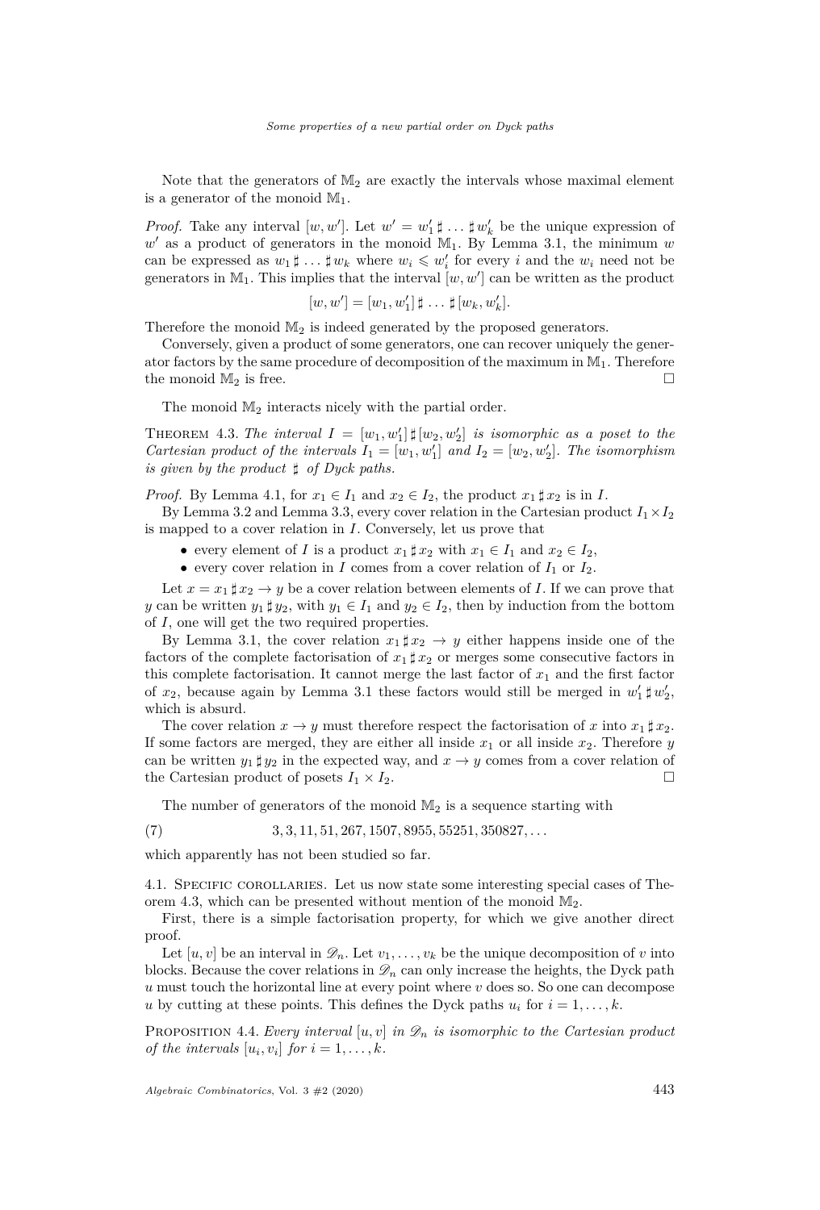Note that the generators of $\mathbb{M}_2$ are exactly the intervals whose maximal element is a generator of the monoid $\mathbb{M}_1$.

*Proof.* Take any interval $[w, w']$. Let $w' = w'_1 \sharp \dots \sharp w'_k$ be the unique expression of $w'$ as a product of generators in the monoid $\mathbb{M}_1$. By Lemma 3.1, the minimum $w$ can be expressed as $w_1 \sharp \dots \sharp w_k$ where $w_i \leqslant w'_i$ for every $i$ and the $w_i$ need not be generators in $\mathbb{M}_1$. This implies that the interval $[w, w']$ can be written as the product

$$[w, w'] = [w_1, w'_1] \sharp \dots \sharp [w_k, w'_k].$$

Therefore the monoid $\mathbb{M}_2$ is indeed generated by the proposed generators.

Conversely, given a product of some generators, one can recover uniquely the generator factors by the same procedure of decomposition of the maximum in $\mathbb{M}_1$. Therefore the monoid $\mathbb{M}_2$ is free. $\square$

The monoid $\mathbb{M}_2$ interacts nicely with the partial order.

Theorem 4.3. *The interval $I = [w_1, w'_1] \sharp [w_2, w'_2]$ is isomorphic as a poset to the Cartesian product of the intervals $I_1 = [w_1, w'_1]$ and $I_2 = [w_2, w'_2]$. The isomorphism is given by the product $\sharp$ of Dyck paths.*

*Proof.* By Lemma 4.1, for $x_1 \in I_1$ and $x_2 \in I_2$, the product $x_1 \sharp x_2$ is in $I$.

By Lemma 3.2 and Lemma 3.3, every cover relation in the Cartesian product $I_1 \times I_2$ is mapped to a cover relation in $I$. Conversely, let us prove that

- every element of $I$ is a product $x_1 \sharp x_2$ with $x_1 \in I_1$ and $x_2 \in I_2$,
- every cover relation in $I$ comes from a cover relation of $I_1$ or $I_2$.

Let $x = x_1 \sharp x_2 \to y$ be a cover relation between elements of $I$. If we can prove that $y$ can be written $y_1 \sharp y_2$, with $y_1 \in I_1$ and $y_2 \in I_2$, then by induction from the bottom of $I$, one will get the two required properties.

By Lemma 3.1, the cover relation $x_1 \sharp x_2 \to y$ either happens inside one of the factors of the complete factorisation of $x_1 \sharp x_2$ or merges some consecutive factors in this complete factorisation. It cannot merge the last factor of $x_1$ and the first factor of $x_2$, because again by Lemma 3.1 these factors would still be merged in $w'_1 \sharp w'_2$, which is absurd.

The cover relation $x \to y$ must therefore respect the factorisation of $x$ into $x_1 \sharp x_2$. If some factors are merged, they are either all inside $x_1$ or all inside $x_2$. Therefore $y$ can be written $y_1 \sharp y_2$ in the expected way, and $x \to y$ comes from a cover relation of the Cartesian product of posets $I_1 \times I_2$. $\square$

The number of generators of the monoid $\mathbb{M}_2$ is a sequence starting with

$$3, 3, 11, 51, 267, 1507, 8955, 55251, 350827, \dots \tag{7}$$

which apparently has not been studied so far.

## 4.1. Specific corollaries.

Let us now state some interesting special cases of Theorem 4.3, which can be presented without mention of the monoid $\mathbb{M}_2$.

First, there is a simple factorisation property, for which we give another direct proof.

Let $[u, v]$ be an interval in $\mathscr{D}_n$. Let $v_1, \dots, v_k$ be the unique decomposition of $v$ into blocks. Because the cover relations in $\mathscr{D}_n$ can only increase the heights, the Dyck path $u$ must touch the horizontal line at every point where $v$ does so. So one can decompose $u$ by cutting at these points. This defines the Dyck paths $u_i$ for $i = 1, \dots, k$.

Proposition 4.4. *Every interval $[u, v]$ in $\mathscr{D}_n$ is isomorphic to the Cartesian product of the intervals $[u_i, v_i]$ for $i = 1, \dots, k$.*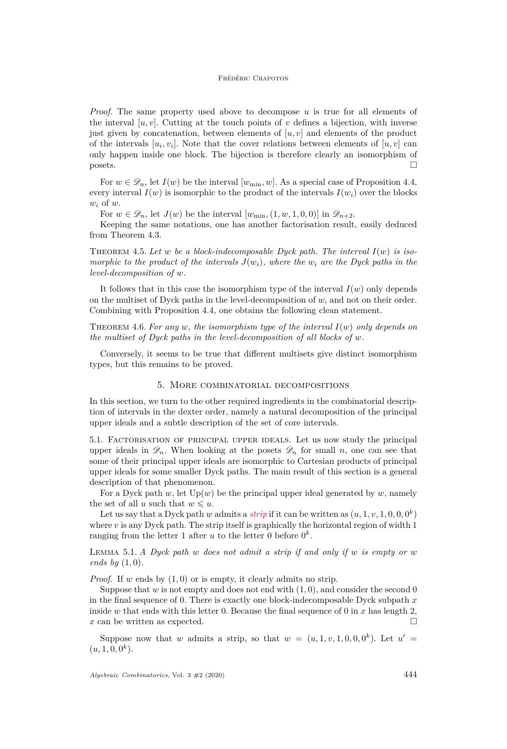*Proof.* The same property used above to decompose $u$ is true for all elements of the interval $[u, v]$. Cutting at the touch points of $v$ defines a bijection, with inverse just given by concatenation, between elements of $[u, v]$ and elements of the product of the intervals $[u_i, v_i]$. Note that the cover relations between elements of $[u, v]$ can only happen inside one block. The bijection is therefore clearly an isomorphism of posets. □

For $w \in \mathscr{D}_n$, let $I(w)$ be the interval $[w_{\min}, w]$. As a special case of Proposition 4.4, every interval $I(w)$ is isomorphic to the product of the intervals $I(w_i)$ over the blocks $w_i$ of $w$.

For $w \in \mathscr{D}_n$, let $J(w)$ be the interval $[w_{\min}, (1, w, 1, 0, 0)]$ in $\mathscr{D}_{n+2}$.

Keeping the same notations, one has another factorisation result, easily deduced from Theorem 4.3.

Theorem 4.5. *Let $w$ be a block-indecomposable Dyck path. The interval $I(w)$ is isomorphic to the product of the intervals $J(w_i)$, where the $w_i$ are the Dyck paths in the level-decomposition of $w$.*

It follows that in this case the isomorphism type of the interval $I(w)$ only depends on the multiset of Dyck paths in the level-decomposition of $w$, and not on their order. Combining with Proposition 4.4, one obtains the following clean statement.

Theorem 4.6. *For any $w$, the isomorphism type of the interval $I(w)$ only depends on the multiset of Dyck paths in the level-decomposition of all blocks of $w$.*

Conversely, it seems to be true that different multisets give distinct isomorphism types, but this remains to be proved.

## 5. More combinatorial decompositions

In this section, we turn to the other required ingredients in the combinatorial description of intervals in the dexter order, namely a natural decomposition of the principal upper ideals and a subtle description of the set of core intervals.

### 5.1. Factorisation of principal upper ideals.

Let us now study the principal upper ideals in $\mathscr{D}_n$. When looking at the posets $\mathscr{D}_n$ for small $n$, one can see that some of their principal upper ideals are isomorphic to Cartesian products of principal upper ideals for some smaller Dyck paths. The main result of this section is a general description of that phenomenon.

For a Dyck path $w$, let $\mathrm{Up}(w)$ be the principal upper ideal generated by $w$, namely the set of all $u$ such that $w \leqslant u$.

Let us say that a Dyck path $w$ admits a *strip* if it can be written as $(u, 1, v, 1, 0, 0, 0^k)$ where $v$ is any Dyck path. The strip itself is graphically the horizontal region of width 1 ranging from the letter 1 after $u$ to the letter 0 before $0^k$.

Lemma 5.1. *A Dyck path $w$ does not admit a strip if and only if $w$ is empty or $w$ ends by $(1, 0)$.*

*Proof.* If $w$ ends by $(1, 0)$ or is empty, it clearly admits no strip.

Suppose that $w$ is not empty and does not end with $(1, 0)$, and consider the second 0 in the final sequence of 0. There is exactly one block-indecomposable Dyck subpath $x$ inside $w$ that ends with this letter 0. Because the final sequence of 0 in $x$ has length 2, $x$ can be written as expected. □

Suppose now that $w$ admits a strip, so that $w = (u, 1, v, 1, 0, 0, 0^k)$. Let $u' = (u, 1, 0, 0^k)$.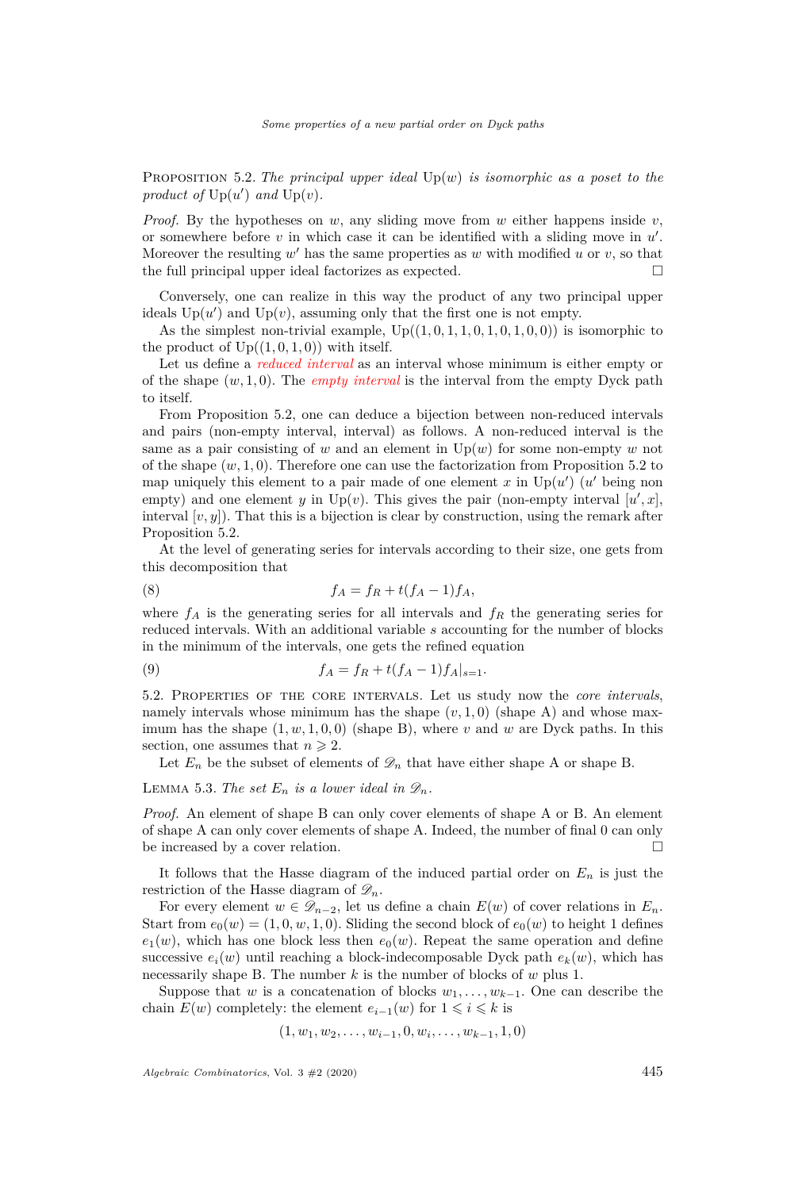Proposition 5.2. *The principal upper ideal* $\mathrm{Up}(w)$ *is isomorphic as a poset to the product of* $\mathrm{Up}(u')$ *and* $\mathrm{Up}(v)$.

*Proof.* By the hypotheses on $w$, any sliding move from $w$ either happens inside $v$, or somewhere before $v$ in which case it can be identified with a sliding move in $u'$. Moreover the resulting $w'$ has the same properties as $w$ with modified $u$ or $v$, so that the full principal upper ideal factorizes as expected. □

Conversely, one can realize in this way the product of any two principal upper ideals $\mathrm{Up}(u')$ and $\mathrm{Up}(v)$, assuming only that the first one is not empty.

As the simplest non-trivial example, $\mathrm{Up}((1,0,1,1,0,1,0,1,0,0))$ is isomorphic to the product of $\mathrm{Up}((1,0,1,0))$ with itself.

Let us define a *reduced interval* as an interval whose minimum is either empty or of the shape $(w,1,0)$. The *empty interval* is the interval from the empty Dyck path to itself.

From Proposition 5.2, one can deduce a bijection between non-reduced intervals and pairs (non-empty interval, interval) as follows. A non-reduced interval is the same as a pair consisting of $w$ and an element in $\mathrm{Up}(w)$ for some non-empty $w$ not of the shape $(w,1,0)$. Therefore one can use the factorization from Proposition 5.2 to map uniquely this element to a pair made of one element $x$ in $\mathrm{Up}(u')$ ($u'$ being non empty) and one element $y$ in $\mathrm{Up}(v)$. This gives the pair (non-empty interval $[u',x]$, interval $[v,y]$). That this is a bijection is clear by construction, using the remark after Proposition 5.2.

At the level of generating series for intervals according to their size, one gets from this decomposition that

$$f_A = f_R + t(f_A - 1)f_A, \tag{8}$$

where $f_A$ is the generating series for all intervals and $f_R$ the generating series for reduced intervals. With an additional variable $s$ accounting for the number of blocks in the minimum of the intervals, one gets the refined equation

$$f_A = f_R + t(f_A - 1)f_A|_{s=1}. \tag{9}$$

## 5.2. Properties of the core intervals.

Let us study now the *core intervals*, namely intervals whose minimum has the shape $(v,1,0)$ (shape A) and whose maximum has the shape $(1,w,1,0,0)$ (shape B), where $v$ and $w$ are Dyck paths. In this section, one assumes that $n \geqslant 2$.

Let $E_n$ be the subset of elements of $\mathscr{D}_n$ that have either shape A or shape B.

Lemma 5.3. *The set* $E_n$ *is a lower ideal in* $\mathscr{D}_n$.

*Proof.* An element of shape B can only cover elements of shape A or B. An element of shape A can only cover elements of shape A. Indeed, the number of final 0 can only be increased by a cover relation. □

It follows that the Hasse diagram of the induced partial order on $E_n$ is just the restriction of the Hasse diagram of $\mathscr{D}_n$.

For every element $w \in \mathscr{D}_{n-2}$, let us define a chain $E(w)$ of cover relations in $E_n$. Start from $e_0(w) = (1,0,w,1,0)$. Sliding the second block of $e_0(w)$ to height 1 defines $e_1(w)$, which has one block less then $e_0(w)$. Repeat the same operation and define successive $e_i(w)$ until reaching a block-indecomposable Dyck path $e_k(w)$, which has necessarily shape B. The number $k$ is the number of blocks of $w$ plus 1.

Suppose that $w$ is a concatenation of blocks $w_1, \dots, w_{k-1}$. One can describe the chain $E(w)$ completely: the element $e_{i-1}(w)$ for $1 \leqslant i \leqslant k$ is

$$(1, w_1, w_2, \dots, w_{i-1}, 0, w_i, \dots, w_{k-1}, 1, 0)$$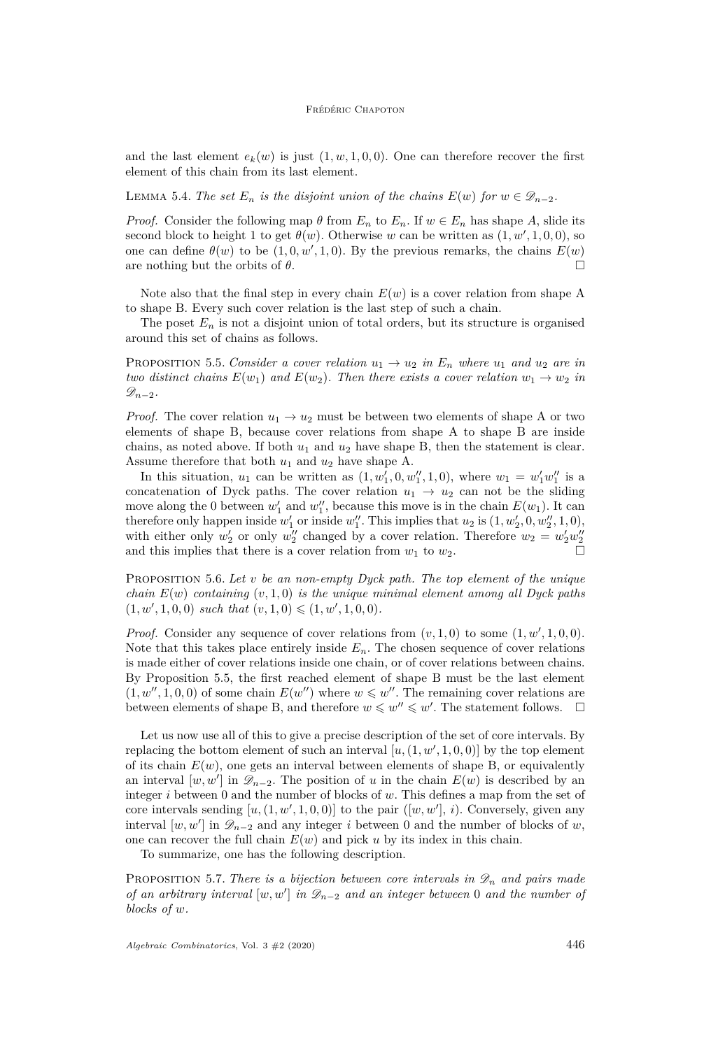and the last element $e_k(w)$ is just $(1, w, 1, 0, 0)$. One can therefore recover the first element of this chain from its last element.

Lemma 5.4. *The set $E_n$ is the disjoint union of the chains $E(w)$ for $w \in \mathscr{D}_{n-2}$.*

*Proof.* Consider the following map $\theta$ from $E_n$ to $E_n$. If $w \in E_n$ has shape $A$, slide its second block to height 1 to get $\theta(w)$. Otherwise $w$ can be written as $(1, w', 1, 0, 0)$, so one can define $\theta(w)$ to be $(1, 0, w', 1, 0)$. By the previous remarks, the chains $E(w)$ are nothing but the orbits of $\theta$. □

Note also that the final step in every chain $E(w)$ is a cover relation from shape A to shape B. Every such cover relation is the last step of such a chain.

The poset $E_n$ is not a disjoint union of total orders, but its structure is organised around this set of chains as follows.

Proposition 5.5. *Consider a cover relation $u_1 \to u_2$ in $E_n$ where $u_1$ and $u_2$ are in two distinct chains $E(w_1)$ and $E(w_2)$. Then there exists a cover relation $w_1 \to w_2$ in $\mathscr{D}_{n-2}$.*

*Proof.* The cover relation $u_1 \to u_2$ must be between two elements of shape A or two elements of shape B, because cover relations from shape A to shape B are inside chains, as noted above. If both $u_1$ and $u_2$ have shape B, then the statement is clear. Assume therefore that both $u_1$ and $u_2$ have shape A.

In this situation, $u_1$ can be written as $(1, w_1', 0, w_1'', 1, 0)$, where $w_1 = w_1' w_1''$ is a concatenation of Dyck paths. The cover relation $u_1 \to u_2$ can not be the sliding move along the 0 between $w_1'$ and $w_1''$, because this move is in the chain $E(w_1)$. It can therefore only happen inside $w_1'$ or inside $w_1''$. This implies that $u_2$ is $(1, w_2', 0, w_2'', 1, 0)$, with either only $w_2'$ or only $w_2''$ changed by a cover relation. Therefore $w_2 = w_2' w_2''$ and this implies that there is a cover relation from $w_1$ to $w_2$. □

Proposition 5.6. *Let $v$ be an non-empty Dyck path. The top element of the unique chain $E(w)$ containing $(v, 1, 0)$ is the unique minimal element among all Dyck paths $(1, w', 1, 0, 0)$ such that $(v, 1, 0) \leqslant (1, w', 1, 0, 0)$.*

*Proof.* Consider any sequence of cover relations from $(v, 1, 0)$ to some $(1, w', 1, 0, 0)$. Note that this takes place entirely inside $E_n$. The chosen sequence of cover relations is made either of cover relations inside one chain, or of cover relations between chains. By Proposition 5.5, the first reached element of shape B must be the last element $(1, w'', 1, 0, 0)$ of some chain $E(w'')$ where $w \leqslant w''$. The remaining cover relations are between elements of shape B, and therefore $w \leqslant w'' \leqslant w'$. The statement follows. □

Let us now use all of this to give a precise description of the set of core intervals. By replacing the bottom element of such an interval $[u, (1, w', 1, 0, 0)]$ by the top element of its chain $E(w)$, one gets an interval between elements of shape B, or equivalently an interval $[w, w']$ in $\mathscr{D}_{n-2}$. The position of $u$ in the chain $E(w)$ is described by an integer $i$ between 0 and the number of blocks of $w$. This defines a map from the set of core intervals sending $[u, (1, w', 1, 0, 0)]$ to the pair $([w, w'], i)$. Conversely, given any interval $[w, w']$ in $\mathscr{D}_{n-2}$ and any integer $i$ between 0 and the number of blocks of $w$, one can recover the full chain $E(w)$ and pick $u$ by its index in this chain.

To summarize, one has the following description.

Proposition 5.7. *There is a bijection between core intervals in $\mathscr{D}_n$ and pairs made of an arbitrary interval $[w, w']$ in $\mathscr{D}_{n-2}$ and an integer between 0 and the number of blocks of $w$.*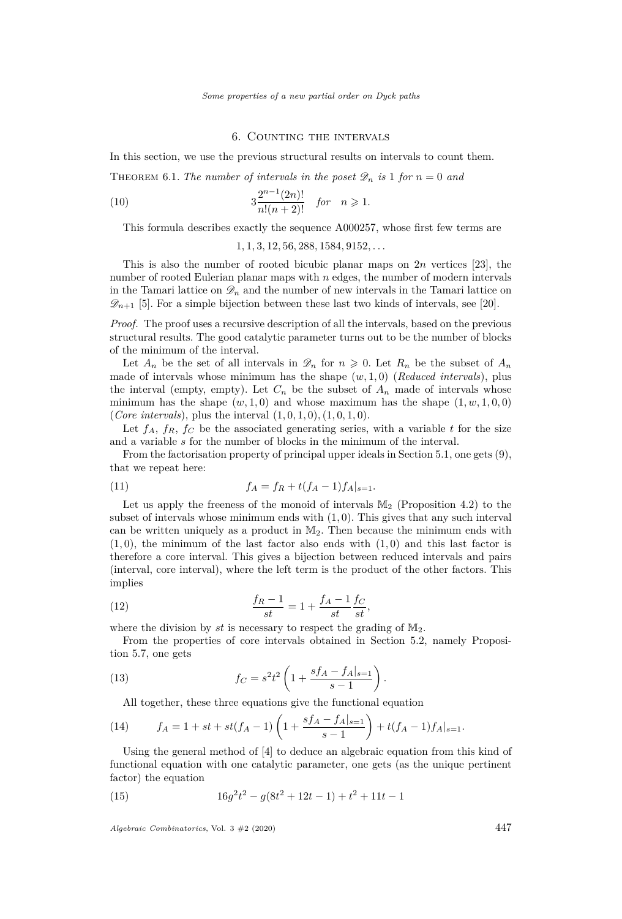## 6. Counting the intervals

In this section, we use the previous structural results on intervals to count them.

Theorem 6.1. *The number of intervals in the poset $\mathscr{D}_n$ is* 1 *for* $n = 0$ *and*

$$3\frac{2^{n-1}(2n)!}{n!(n+2)!} \quad \text{for} \quad n \geqslant 1. \tag{10}$$

This formula describes exactly the sequence A000257, whose first few terms are

$$1, 1, 3, 12, 56, 288, 1584, 9152, \ldots$$

This is also the number of rooted bicubic planar maps on $2n$ vertices [23], the number of rooted Eulerian planar maps with $n$ edges, the number of modern intervals in the Tamari lattice on $\mathscr{D}_n$ and the number of new intervals in the Tamari lattice on $\mathscr{D}_{n+1}$ [5]. For a simple bijection between these last two kinds of intervals, see [20].

*Proof.* The proof uses a recursive description of all the intervals, based on the previous structural results. The good catalytic parameter turns out to be the number of blocks of the minimum of the interval.

Let $A_n$ be the set of all intervals in $\mathscr{D}_n$ for $n \geqslant 0$. Let $R_n$ be the subset of $A_n$ made of intervals whose minimum has the shape $(w, 1, 0)$ (*Reduced intervals*), plus the interval (empty, empty). Let $C_n$ be the subset of $A_n$ made of intervals whose minimum has the shape $(w, 1, 0)$ and whose maximum has the shape $(1, w, 1, 0, 0)$ (*Core intervals*), plus the interval $(1, 0, 1, 0), (1, 0, 1, 0)$.

Let $f_A$, $f_R$, $f_C$ be the associated generating series, with a variable $t$ for the size and a variable $s$ for the number of blocks in the minimum of the interval.

From the factorisation property of principal upper ideals in Section 5.1, one gets (9), that we repeat here:

$$f_A = f_R + t(f_A - 1)f_A|_{s=1}. \tag{11}$$

Let us apply the freeness of the monoid of intervals $\mathbb{M}_2$ (Proposition 4.2) to the subset of intervals whose minimum ends with $(1, 0)$. This gives that any such interval can be written uniquely as a product in $\mathbb{M}_2$. Then because the minimum ends with $(1, 0)$, the minimum of the last factor also ends with $(1, 0)$ and this last factor is therefore a core interval. This gives a bijection between reduced intervals and pairs (interval, core interval), where the left term is the product of the other factors. This implies

$$\frac{f_R - 1}{st} = 1 + \frac{f_A - 1}{st}\frac{f_C}{st}, \tag{12}$$

where the division by $st$ is necessary to respect the grading of $\mathbb{M}_2$.

From the properties of core intervals obtained in Section 5.2, namely Proposition 5.7, one gets

$$f_C = s^2t^2\left(1 + \frac{sf_A - f_A|_{s=1}}{s - 1}\right). \tag{13}$$

All together, these three equations give the functional equation

$$f_A = 1 + st + st(f_A - 1)\left(1 + \frac{sf_A - f_A|_{s=1}}{s - 1}\right) + t(f_A - 1)f_A|_{s=1}. \tag{14}$$

Using the general method of [4] to deduce an algebraic equation from this kind of functional equation with one catalytic parameter, one gets (as the unique pertinent factor) the equation

$$16g^2t^2 - g(8t^2 + 12t - 1) + t^2 + 11t - 1 \tag{15}$$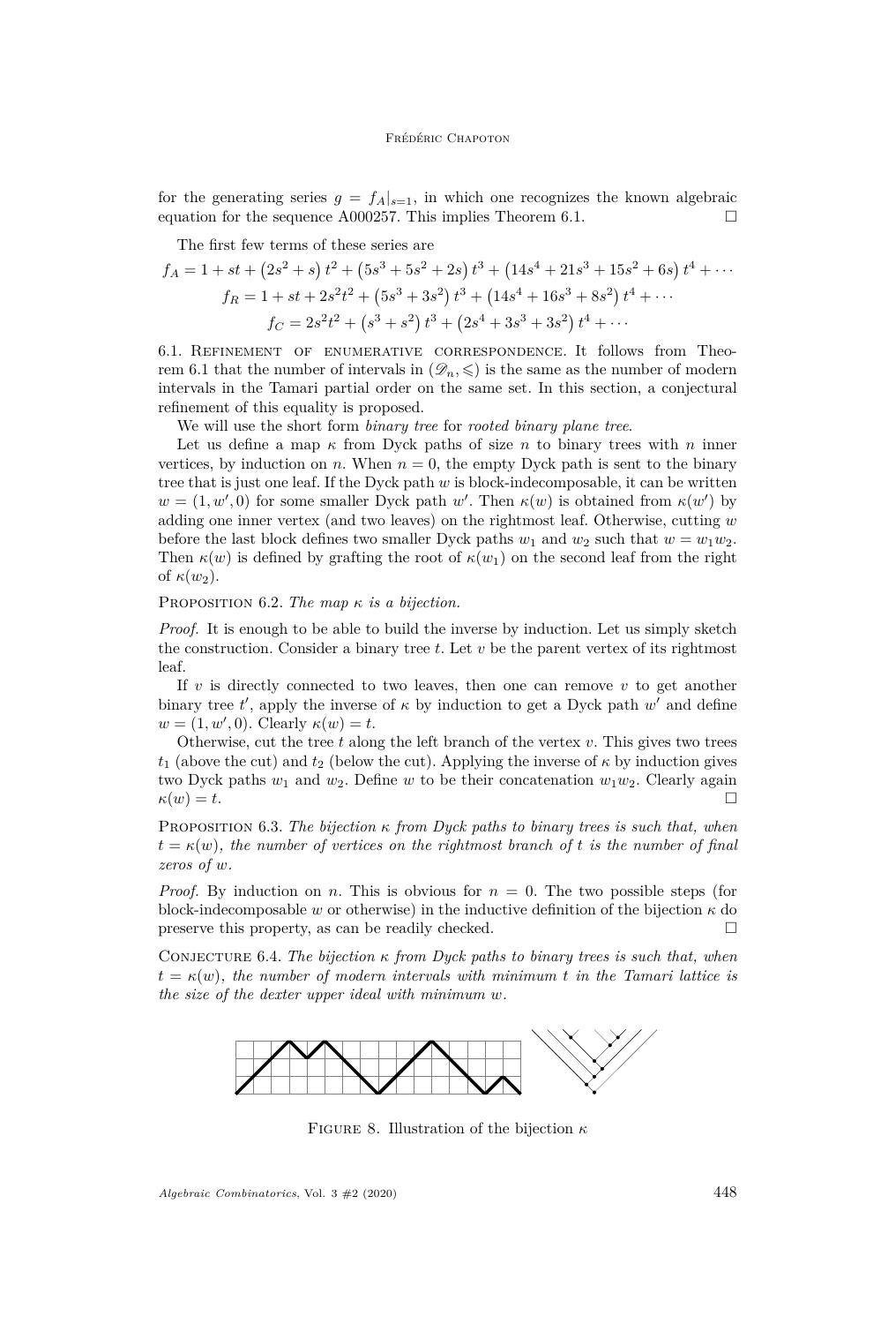for the generating series $g = f_A|_{s=1}$, in which one recognizes the known algebraic equation for the sequence A000257. This implies Theorem 6.1. $\square$

The first few terms of these series are

$$f_A = 1 + st + \left(2s^2 + s\right) t^2 + \left(5s^3 + 5s^2 + 2s\right) t^3 + \left(14s^4 + 21s^3 + 15s^2 + 6s\right) t^4 + \cdots$$

$$f_R = 1 + st + 2s^2t^2 + \left(5s^3 + 3s^2\right) t^3 + \left(14s^4 + 16s^3 + 8s^2\right) t^4 + \cdots$$

$$f_C = 2s^2t^2 + \left(s^3 + s^2\right) t^3 + \left(2s^4 + 3s^3 + 3s^2\right) t^4 + \cdots$$

6.1. Refinement of enumerative correspondence. It follows from Theorem 6.1 that the number of intervals in $(\mathscr{D}_n, \leqslant)$ is the same as the number of modern intervals in the Tamari partial order on the same set. In this section, a conjectural refinement of this equality is proposed.

We will use the short form *binary tree* for *rooted binary plane tree*.

Let us define a map $\kappa$ from Dyck paths of size $n$ to binary trees with $n$ inner vertices, by induction on $n$. When $n = 0$, the empty Dyck path is sent to the binary tree that is just one leaf. If the Dyck path $w$ is block-indecomposable, it can be written $w = (1, w', 0)$ for some smaller Dyck path $w'$. Then $\kappa(w)$ is obtained from $\kappa(w')$ by adding one inner vertex (and two leaves) on the rightmost leaf. Otherwise, cutting $w$ before the last block defines two smaller Dyck paths $w_1$ and $w_2$ such that $w = w_1 w_2$. Then $\kappa(w)$ is defined by grafting the root of $\kappa(w_1)$ on the second leaf from the right of $\kappa(w_2)$.

Proposition 6.2. *The map $\kappa$ is a bijection.*

*Proof.* It is enough to be able to build the inverse by induction. Let us simply sketch the construction. Consider a binary tree $t$. Let $v$ be the parent vertex of its rightmost leaf.

If $v$ is directly connected to two leaves, then one can remove $v$ to get another binary tree $t'$, apply the inverse of $\kappa$ by induction to get a Dyck path $w'$ and define $w = (1, w', 0)$. Clearly $\kappa(w) = t$.

Otherwise, cut the tree $t$ along the left branch of the vertex $v$. This gives two trees $t_1$ (above the cut) and $t_2$ (below the cut). Applying the inverse of $\kappa$ by induction gives two Dyck paths $w_1$ and $w_2$. Define $w$ to be their concatenation $w_1 w_2$. Clearly again $\kappa(w) = t$. $\square$

Proposition 6.3. *The bijection $\kappa$ from Dyck paths to binary trees is such that, when $t = \kappa(w)$, the number of vertices on the rightmost branch of $t$ is the number of final zeros of $w$.*

*Proof.* By induction on $n$. This is obvious for $n = 0$. The two possible steps (for block-indecomposable $w$ or otherwise) in the inductive definition of the bijection $\kappa$ do preserve this property, as can be readily checked. $\square$

Conjecture 6.4. *The bijection $\kappa$ from Dyck paths to binary trees is such that, when $t = \kappa(w)$, the number of modern intervals with minimum $t$ in the Tamari lattice is the size of the dexter upper ideal with minimum $w$.*

Figure 8. Illustration of the bijection $\kappa$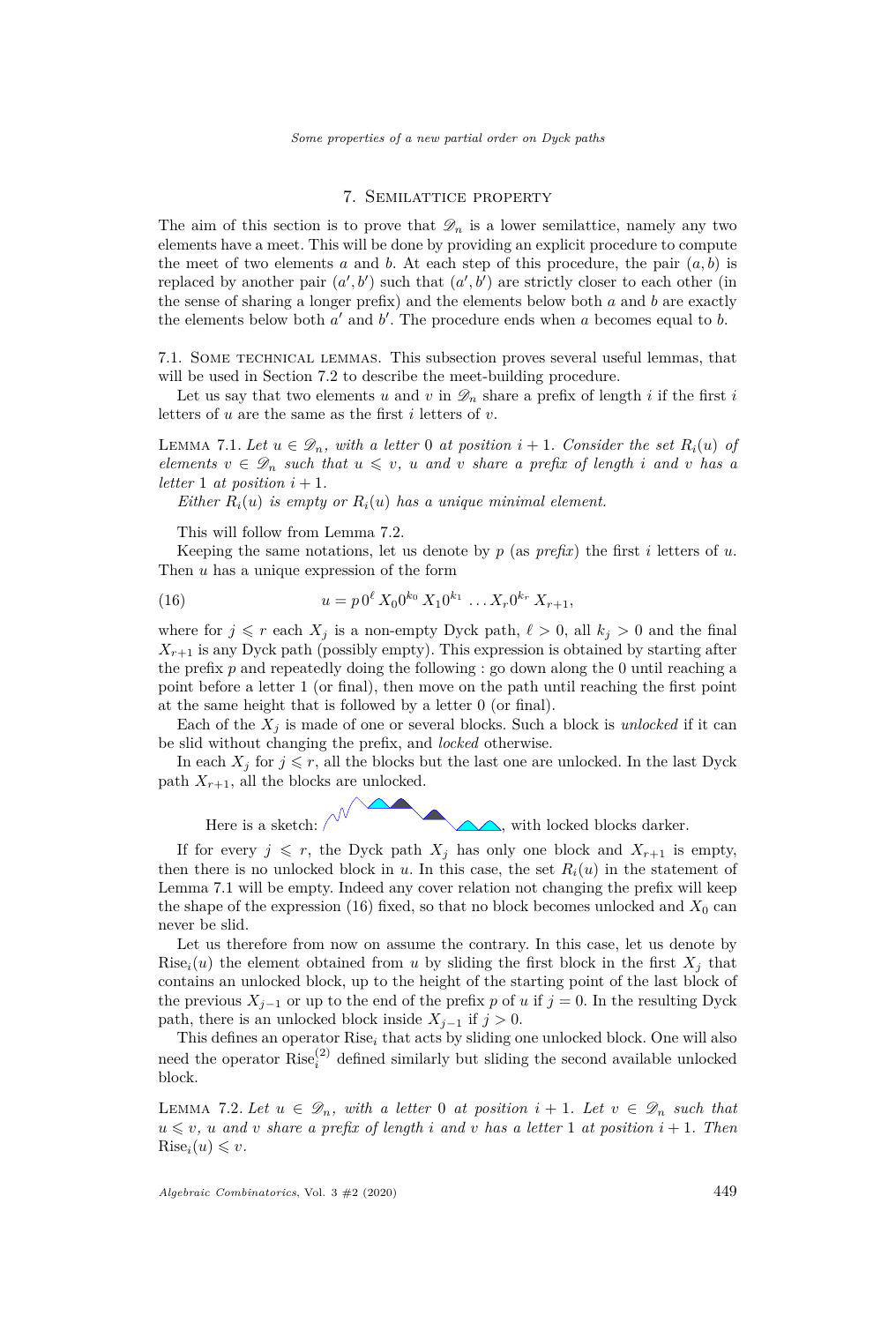## 7. Semilattice property

The aim of this section is to prove that $\mathscr{D}_n$ is a lower semilattice, namely any two elements have a meet. This will be done by providing an explicit procedure to compute the meet of two elements $a$ and $b$. At each step of this procedure, the pair $(a, b)$ is replaced by another pair $(a', b')$ such that $(a', b')$ are strictly closer to each other (in the sense of sharing a longer prefix) and the elements below both $a$ and $b$ are exactly the elements below both $a'$ and $b'$. The procedure ends when $a$ becomes equal to $b$.

### 7.1. Some technical lemmas.

This subsection proves several useful lemmas, that will be used in Section 7.2 to describe the meet-building procedure.

Let us say that two elements $u$ and $v$ in $\mathscr{D}_n$ share a prefix of length $i$ if the first $i$ letters of $u$ are the same as the first $i$ letters of $v$.

Lemma 7.1. *Let $u \in \mathscr{D}_n$, with a letter 0 at position $i+1$. Consider the set $R_i(u)$ of elements $v \in \mathscr{D}_n$ such that $u \leqslant v$, $u$ and $v$ share a prefix of length $i$ and $v$ has a letter 1 at position $i+1$.*

*Either $R_i(u)$ is empty or $R_i(u)$ has a unique minimal element.*

This will follow from Lemma 7.2.

Keeping the same notations, let us denote by $p$ (as *prefix*) the first $i$ letters of $u$. Then $u$ has a unique expression of the form

$$u = p\, 0^\ell\, X_0 0^{k_0}\, X_1 0^{k_1}\, \dots X_r 0^{k_r}\, X_{r+1}, \tag{16}$$

where for $j \leqslant r$ each $X_j$ is a non-empty Dyck path, $\ell > 0$, all $k_j > 0$ and the final $X_{r+1}$ is any Dyck path (possibly empty). This expression is obtained by starting after the prefix $p$ and repeatedly doing the following : go down along the 0 until reaching a point before a letter 1 (or final), then move on the path until reaching the first point at the same height that is followed by a letter 0 (or final).

Each of the $X_j$ is made of one or several blocks. Such a block is *unlocked* if it can be slid without changing the prefix, and *locked* otherwise.

In each $X_j$ for $j \leqslant r$, all the blocks but the last one are unlocked. In the last Dyck path $X_{r+1}$, all the blocks are unlocked.

Here is a sketch: , with locked blocks darker.

If for every $j \leqslant r$, the Dyck path $X_j$ has only one block and $X_{r+1}$ is empty, then there is no unlocked block in $u$. In this case, the set $R_i(u)$ in the statement of Lemma 7.1 will be empty. Indeed any cover relation not changing the prefix will keep the shape of the expression (16) fixed, so that no block becomes unlocked and $X_0$ can never be slid.

Let us therefore from now on assume the contrary. In this case, let us denote by $\mathrm{Rise}_i(u)$ the element obtained from $u$ by sliding the first block in the first $X_j$ that contains an unlocked block, up to the height of the starting point of the last block of the previous $X_{j-1}$ or up to the end of the prefix $p$ of $u$ if $j = 0$. In the resulting Dyck path, there is an unlocked block inside $X_{j-1}$ if $j > 0$.

This defines an operator $\mathrm{Rise}_i$ that acts by sliding one unlocked block. One will also need the operator $\mathrm{Rise}_i^{(2)}$ defined similarly but sliding the second available unlocked block.

Lemma 7.2. *Let $u \in \mathscr{D}_n$, with a letter 0 at position $i+1$. Let $v \in \mathscr{D}_n$ such that $u \leqslant v$, $u$ and $v$ share a prefix of length $i$ and $v$ has a letter 1 at position $i+1$. Then $\mathrm{Rise}_i(u) \leqslant v$.*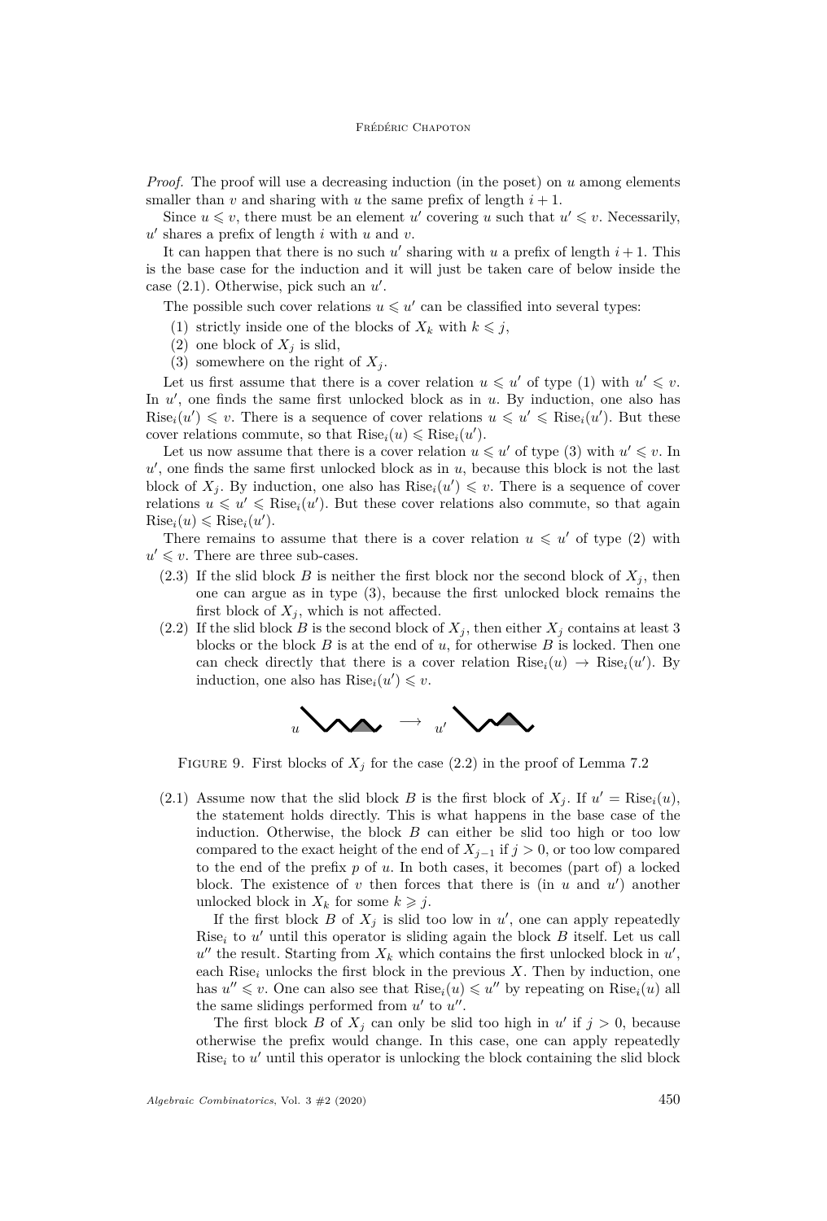*Proof.* The proof will use a decreasing induction (in the poset) on $u$ among elements smaller than $v$ and sharing with $u$ the same prefix of length $i+1$.

Since $u \leqslant v$, there must be an element $u'$ covering $u$ such that $u' \leqslant v$. Necessarily, $u'$ shares a prefix of length $i$ with $u$ and $v$.

It can happen that there is no such $u'$ sharing with $u$ a prefix of length $i+1$. This is the base case for the induction and it will just be taken care of below inside the case (2.1). Otherwise, pick such an $u'$.

The possible such cover relations $u \leqslant u'$ can be classified into several types:

(1) strictly inside one of the blocks of $X_k$ with $k \leqslant j$,
(2) one block of $X_j$ is slid,
(3) somewhere on the right of $X_j$.

Let us first assume that there is a cover relation $u \leqslant u'$ of type (1) with $u' \leqslant v$. In $u'$, one finds the same first unlocked block as in $u$. By induction, one also has $\mathrm{Rise}_i(u') \leqslant v$. There is a sequence of cover relations $u \leqslant u' \leqslant \mathrm{Rise}_i(u')$. But these cover relations commute, so that $\mathrm{Rise}_i(u) \leqslant \mathrm{Rise}_i(u')$.

Let us now assume that there is a cover relation $u \leqslant u'$ of type (3) with $u' \leqslant v$. In $u'$, one finds the same first unlocked block as in $u$, because this block is not the last block of $X_j$. By induction, one also has $\mathrm{Rise}_i(u') \leqslant v$. There is a sequence of cover relations $u \leqslant u' \leqslant \mathrm{Rise}_i(u')$. But these cover relations also commute, so that again $\mathrm{Rise}_i(u) \leqslant \mathrm{Rise}_i(u')$.

There remains to assume that there is a cover relation $u \leqslant u'$ of type (2) with $u' \leqslant v$. There are three sub-cases.

(2.3) If the slid block $B$ is neither the first block nor the second block of $X_j$, then one can argue as in type (3), because the first unlocked block remains the first block of $X_j$, which is not affected.

(2.2) If the slid block $B$ is the second block of $X_j$, then either $X_j$ contains at least 3 blocks or the block $B$ is at the end of $u$, for otherwise $B$ is locked. Then one can check directly that there is a cover relation $\mathrm{Rise}_i(u) \to \mathrm{Rise}_i(u')$. By induction, one also has $\mathrm{Rise}_i(u') \leqslant v$.

Figure 9. First blocks of $X_j$ for the case (2.2) in the proof of Lemma 7.2

(2.1) Assume now that the slid block $B$ is the first block of $X_j$. If $u' = \mathrm{Rise}_i(u)$, the statement holds directly. This is what happens in the base case of the induction. Otherwise, the block $B$ can either be slid too high or too low compared to the exact height of the end of $X_{j-1}$ if $j > 0$, or too low compared to the end of the prefix $p$ of $u$. In both cases, it becomes (part of) a locked block. The existence of $v$ then forces that there is (in $u$ and $u'$) another unlocked block in $X_k$ for some $k \geqslant j$.

If the first block $B$ of $X_j$ is slid too low in $u'$, one can apply repeatedly $\mathrm{Rise}_i$ to $u'$ until this operator is sliding again the block $B$ itself. Let us call $u''$ the result. Starting from $X_k$ which contains the first unlocked block in $u'$, each $\mathrm{Rise}_i$ unlocks the first block in the previous $X$. Then by induction, one has $u'' \leqslant v$. One can also see that $\mathrm{Rise}_i(u) \leqslant u''$ by repeating on $\mathrm{Rise}_i(u)$ all the same slidings performed from $u'$ to $u''$.

The first block $B$ of $X_j$ can only be slid too high in $u'$ if $j > 0$, because otherwise the prefix would change. In this case, one can apply repeatedly $\mathrm{Rise}_i$ to $u'$ until this operator is unlocking the block containing the slid block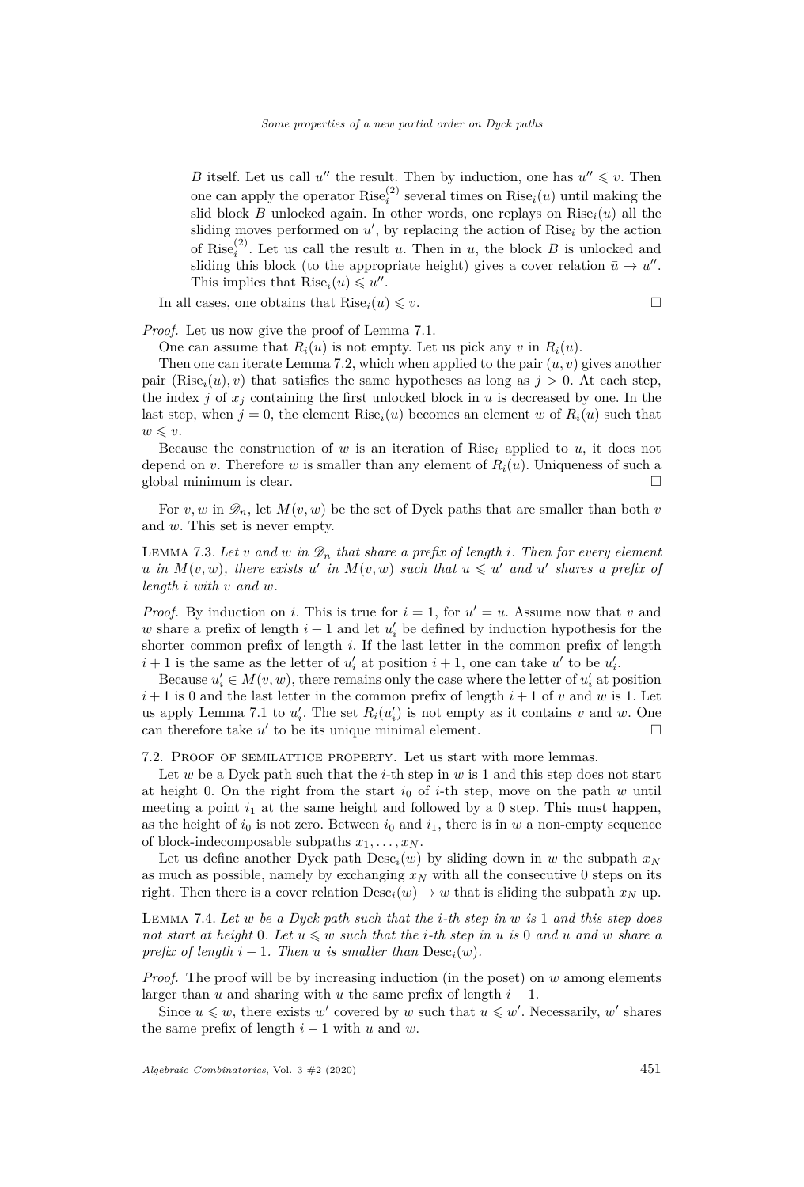$B$ itself. Let us call $u''$ the result. Then by induction, one has $u'' \leqslant v$. Then one can apply the operator $\mathrm{Rise}_i^{(2)}$ several times on $\mathrm{Rise}_i(u)$ until making the slid block $B$ unlocked again. In other words, one replays on $\mathrm{Rise}_i(u)$ all the sliding moves performed on $u'$, by replacing the action of $\mathrm{Rise}_i$ by the action of $\mathrm{Rise}_i^{(2)}$. Let us call the result $\bar{u}$. Then in $\bar{u}$, the block $B$ is unlocked and sliding this block (to the appropriate height) gives a cover relation $\bar{u} \to u''$. This implies that $\mathrm{Rise}_i(u) \leqslant u''$.

In all cases, one obtains that $\mathrm{Rise}_i(u) \leqslant v$. □

*Proof.* Let us now give the proof of Lemma 7.1.

One can assume that $R_i(u)$ is not empty. Let us pick any $v$ in $R_i(u)$.

Then one can iterate Lemma 7.2, which when applied to the pair $(u, v)$ gives another pair $(\mathrm{Rise}_i(u), v)$ that satisfies the same hypotheses as long as $j > 0$. At each step, the index $j$ of $x_j$ containing the first unlocked block in $u$ is decreased by one. In the last step, when $j = 0$, the element $\mathrm{Rise}_i(u)$ becomes an element $w$ of $R_i(u)$ such that $w \leqslant v$.

Because the construction of $w$ is an iteration of $\mathrm{Rise}_i$ applied to $u$, it does not depend on $v$. Therefore $w$ is smaller than any element of $R_i(u)$. Uniqueness of such a global minimum is clear. □

For $v, w$ in $\mathscr{D}_n$, let $M(v, w)$ be the set of Dyck paths that are smaller than both $v$ and $w$. This set is never empty.

Lemma 7.3. *Let $v$ and $w$ in $\mathscr{D}_n$ that share a prefix of length $i$. Then for every element $u$ in $M(v, w)$, there exists $u'$ in $M(v, w)$ such that $u \leqslant u'$ and $u'$ shares a prefix of length $i$ with $v$ and $w$.*

*Proof.* By induction on $i$. This is true for $i = 1$, for $u' = u$. Assume now that $v$ and $w$ share a prefix of length $i + 1$ and let $u_i'$ be defined by induction hypothesis for the shorter common prefix of length $i$. If the last letter in the common prefix of length $i + 1$ is the same as the letter of $u_i'$ at position $i + 1$, one can take $u'$ to be $u_i'$.

Because $u_i' \in M(v, w)$, there remains only the case where the letter of $u_i'$ at position $i + 1$ is 0 and the last letter in the common prefix of length $i + 1$ of $v$ and $w$ is 1. Let us apply Lemma 7.1 to $u_i'$. The set $R_i(u_i')$ is not empty as it contains $v$ and $w$. One can therefore take $u'$ to be its unique minimal element. □

7.2. Proof of semilattice property. Let us start with more lemmas.

Let $w$ be a Dyck path such that the $i$-th step in $w$ is 1 and this step does not start at height 0. On the right from the start $i_0$ of $i$-th step, move on the path $w$ until meeting a point $i_1$ at the same height and followed by a 0 step. This must happen, as the height of $i_0$ is not zero. Between $i_0$ and $i_1$, there is in $w$ a non-empty sequence of block-indecomposable subpaths $x_1, \ldots, x_N$.

Let us define another Dyck path $\mathrm{Desc}_i(w)$ by sliding down in $w$ the subpath $x_N$ as much as possible, namely by exchanging $x_N$ with all the consecutive 0 steps on its right. Then there is a cover relation $\mathrm{Desc}_i(w) \to w$ that is sliding the subpath $x_N$ up.

Lemma 7.4. *Let $w$ be a Dyck path such that the $i$-th step in $w$ is 1 and this step does not start at height 0. Let $u \leqslant w$ such that the $i$-th step in $u$ is 0 and $u$ and $w$ share a prefix of length $i - 1$. Then $u$ is smaller than $\mathrm{Desc}_i(w)$.*

*Proof.* The proof will be by increasing induction (in the poset) on $w$ among elements larger than $u$ and sharing with $u$ the same prefix of length $i - 1$.

Since $u \leqslant w$, there exists $w'$ covered by $w$ such that $u \leqslant w'$. Necessarily, $w'$ shares the same prefix of length $i - 1$ with $u$ and $w$.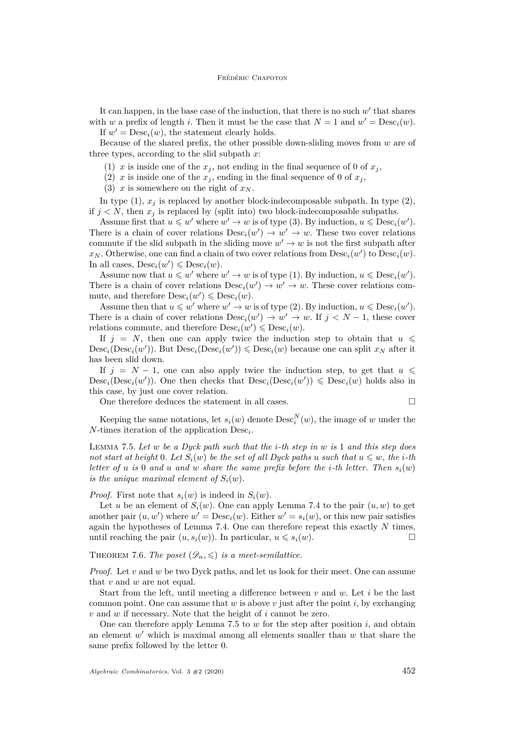It can happen, in the base case of the induction, that there is no such $w'$ that shares with $w$ a prefix of length $i$. Then it must be the case that $N = 1$ and $w' = \mathrm{Desc}_i(w)$.

If $w' = \mathrm{Desc}_i(w)$, the statement clearly holds.

Because of the shared prefix, the other possible down-sliding moves from $w$ are of three types, according to the slid subpath $x$:

(1) $x$ is inside one of the $x_j$, not ending in the final sequence of 0 of $x_j$,
(2) $x$ is inside one of the $x_j$, ending in the final sequence of 0 of $x_j$,
(3) $x$ is somewhere on the right of $x_N$.

In type (1), $x_j$ is replaced by another block-indecomposable subpath. In type (2), if $j < N$, then $x_j$ is replaced by (split into) two block-indecomposable subpaths.

Assume first that $u \leqslant w'$ where $w' \to w$ is of type (3). By induction, $u \leqslant \mathrm{Desc}_i(w')$. There is a chain of cover relations $\mathrm{Desc}_i(w') \to w' \to w$. These two cover relations commute if the slid subpath in the sliding move $w' \to w$ is not the first subpath after $x_N$. Otherwise, one can find a chain of two cover relations from $\mathrm{Desc}_i(w')$ to $\mathrm{Desc}_i(w)$. In all cases, $\mathrm{Desc}_i(w') \leqslant \mathrm{Desc}_i(w)$.

Assume now that $u \leqslant w'$ where $w' \to w$ is of type (1). By induction, $u \leqslant \mathrm{Desc}_i(w')$. There is a chain of cover relations $\mathrm{Desc}_i(w') \to w' \to w$. These cover relations commute, and therefore $\mathrm{Desc}_i(w') \leqslant \mathrm{Desc}_i(w)$.

Assume then that $u \leqslant w'$ where $w' \to w$ is of type (2). By induction, $u \leqslant \mathrm{Desc}_i(w')$. There is a chain of cover relations $\mathrm{Desc}_i(w') \to w' \to w$. If $j < N - 1$, these cover relations commute, and therefore $\mathrm{Desc}_i(w') \leqslant \mathrm{Desc}_i(w)$.

If $j = N$, then one can apply twice the induction step to obtain that $u \leqslant \mathrm{Desc}_i(\mathrm{Desc}_i(w'))$. But $\mathrm{Desc}_i(\mathrm{Desc}_i(w')) \leqslant \mathrm{Desc}_i(w)$ because one can split $x_N$ after it has been slid down.

If $j = N - 1$, one can also apply twice the induction step, to get that $u \leqslant \mathrm{Desc}_i(\mathrm{Desc}_i(w'))$. One then checks that $\mathrm{Desc}_i(\mathrm{Desc}_i(w')) \leqslant \mathrm{Desc}_i(w)$ holds also in this case, by just one cover relation.

One therefore deduces the statement in all cases. □

Keeping the same notations, let $s_i(w)$ denote $\mathrm{Desc}_i^N(w)$, the image of $w$ under the $N$-times iteration of the application $\mathrm{Desc}_i$.

**Lemma 7.5.** *Let $w$ be a Dyck path such that the $i$-th step in $w$ is 1 and this step does not start at height 0. Let $S_i(w)$ be the set of all Dyck paths $u$ such that $u \leqslant w$, the $i$-th letter of $u$ is 0 and $u$ and $w$ share the same prefix before the $i$-th letter. Then $s_i(w)$ is the unique maximal element of $S_i(w)$.*

*Proof.* First note that $s_i(w)$ is indeed in $S_i(w)$.

Let $u$ be an element of $S_i(w)$. One can apply Lemma 7.4 to the pair $(u, w)$ to get another pair $(u, w')$ where $w' = \mathrm{Desc}_i(w)$. Either $w' = s_i(w)$, or this new pair satisfies again the hypotheses of Lemma 7.4. One can therefore repeat this exactly $N$ times, until reaching the pair $(u, s_i(w))$. In particular, $u \leqslant s_i(w)$. □

**Theorem 7.6.** *The poset $(\mathscr{D}_n, \leqslant)$ is a meet-semilattice.*

*Proof.* Let $v$ and $w$ be two Dyck paths, and let us look for their meet. One can assume that $v$ and $w$ are not equal.

Start from the left, until meeting a difference between $v$ and $w$. Let $i$ be the last common point. One can assume that $w$ is above $v$ just after the point $i$, by exchanging $v$ and $w$ if necessary. Note that the height of $i$ cannot be zero.

One can therefore apply Lemma 7.5 to $w$ for the step after position $i$, and obtain an element $w'$ which is maximal among all elements smaller than $w$ that share the same prefix followed by the letter 0.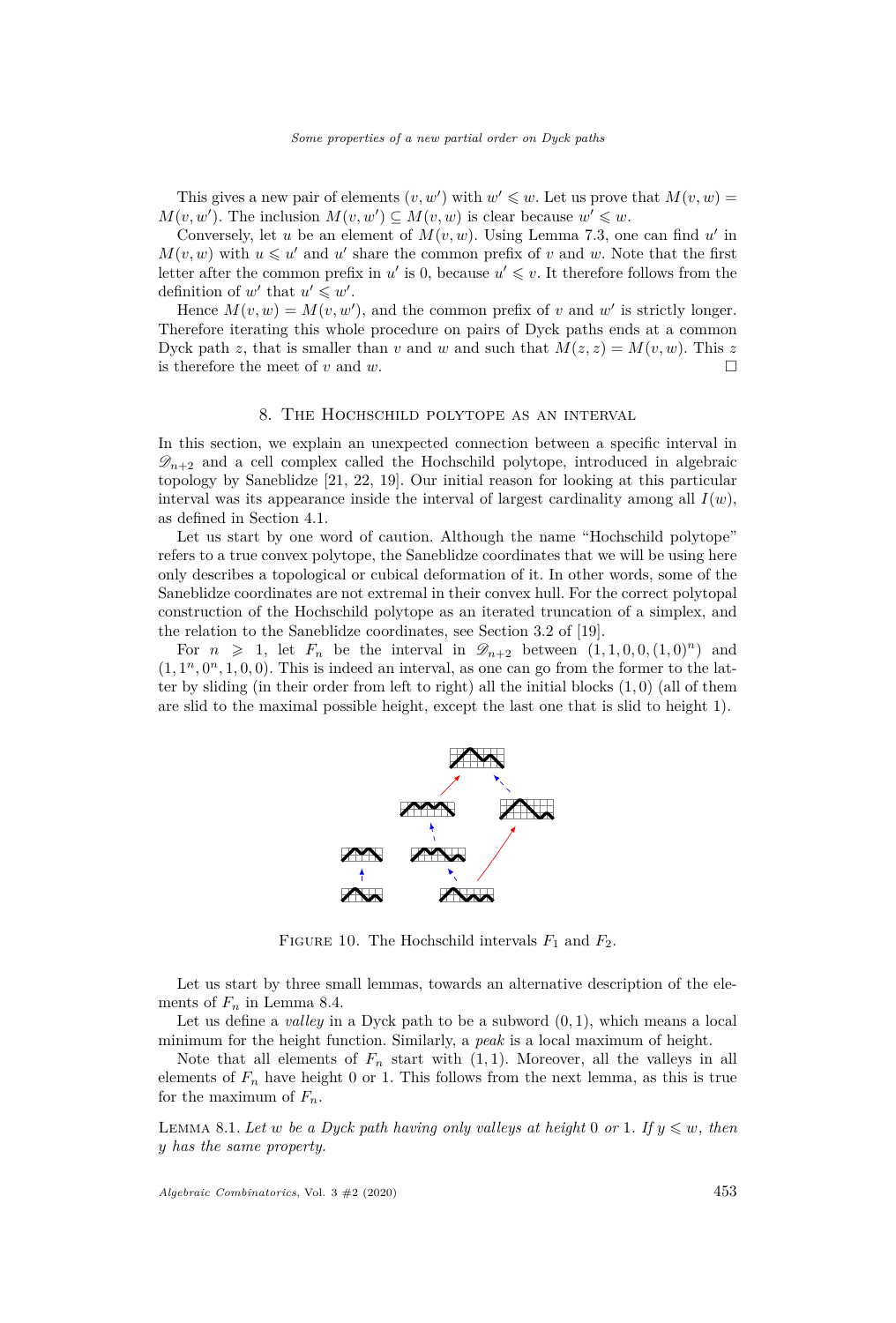This gives a new pair of elements $(v, w')$ with $w' \leqslant w$. Let us prove that $M(v,w) = M(v,w')$. The inclusion $M(v,w') \subseteq M(v,w)$ is clear because $w' \leqslant w$.

Conversely, let $u$ be an element of $M(v,w)$. Using Lemma 7.3, one can find $u'$ in $M(v,w)$ with $u \leqslant u'$ and $u'$ share the common prefix of $v$ and $w$. Note that the first letter after the common prefix in $u'$ is 0, because $u' \leqslant v$. It therefore follows from the definition of $w'$ that $u' \leqslant w'$.

Hence $M(v,w) = M(v,w')$, and the common prefix of $v$ and $w'$ is strictly longer. Therefore iterating this whole procedure on pairs of Dyck paths ends at a common Dyck path $z$, that is smaller than $v$ and $w$ and such that $M(z,z) = M(v,w)$. This $z$ is therefore the meet of $v$ and $w$. □

## 8. The Hochschild polytope as an interval

In this section, we explain an unexpected connection between a specific interval in $\mathscr{D}_{n+2}$ and a cell complex called the Hochschild polytope, introduced in algebraic topology by Saneblidze [21, 22, 19]. Our initial reason for looking at this particular interval was its appearance inside the interval of largest cardinality among all $I(w)$, as defined in Section 4.1.

Let us start by one word of caution. Although the name "Hochschild polytope" refers to a true convex polytope, the Saneblidze coordinates that we will be using here only describes a topological or cubical deformation of it. In other words, some of the Saneblidze coordinates are not extremal in their convex hull. For the correct polytopal construction of the Hochschild polytope as an iterated truncation of a simplex, and the relation to the Saneblidze coordinates, see Section 3.2 of [19].

For $n \geqslant 1$, let $F_n$ be the interval in $\mathscr{D}_{n+2}$ between $(1,1,0,0,(1,0)^n)$ and $(1,1^n,0^n,1,0,0)$. This is indeed an interval, as one can go from the former to the latter by sliding (in their order from left to right) all the initial blocks $(1,0)$ (all of them are slid to the maximal possible height, except the last one that is slid to height 1).

Figure 10. The Hochschild intervals $F_1$ and $F_2$.

Let us start by three small lemmas, towards an alternative description of the elements of $F_n$ in Lemma 8.4.

Let us define a *valley* in a Dyck path to be a subword $(0,1)$, which means a local minimum for the height function. Similarly, a *peak* is a local maximum of height.

Note that all elements of $F_n$ start with $(1,1)$. Moreover, all the valleys in all elements of $F_n$ have height 0 or 1. This follows from the next lemma, as this is true for the maximum of $F_n$.

Lemma 8.1. *Let $w$ be a Dyck path having only valleys at height 0 or 1. If $y \leqslant w$, then $y$ has the same property.*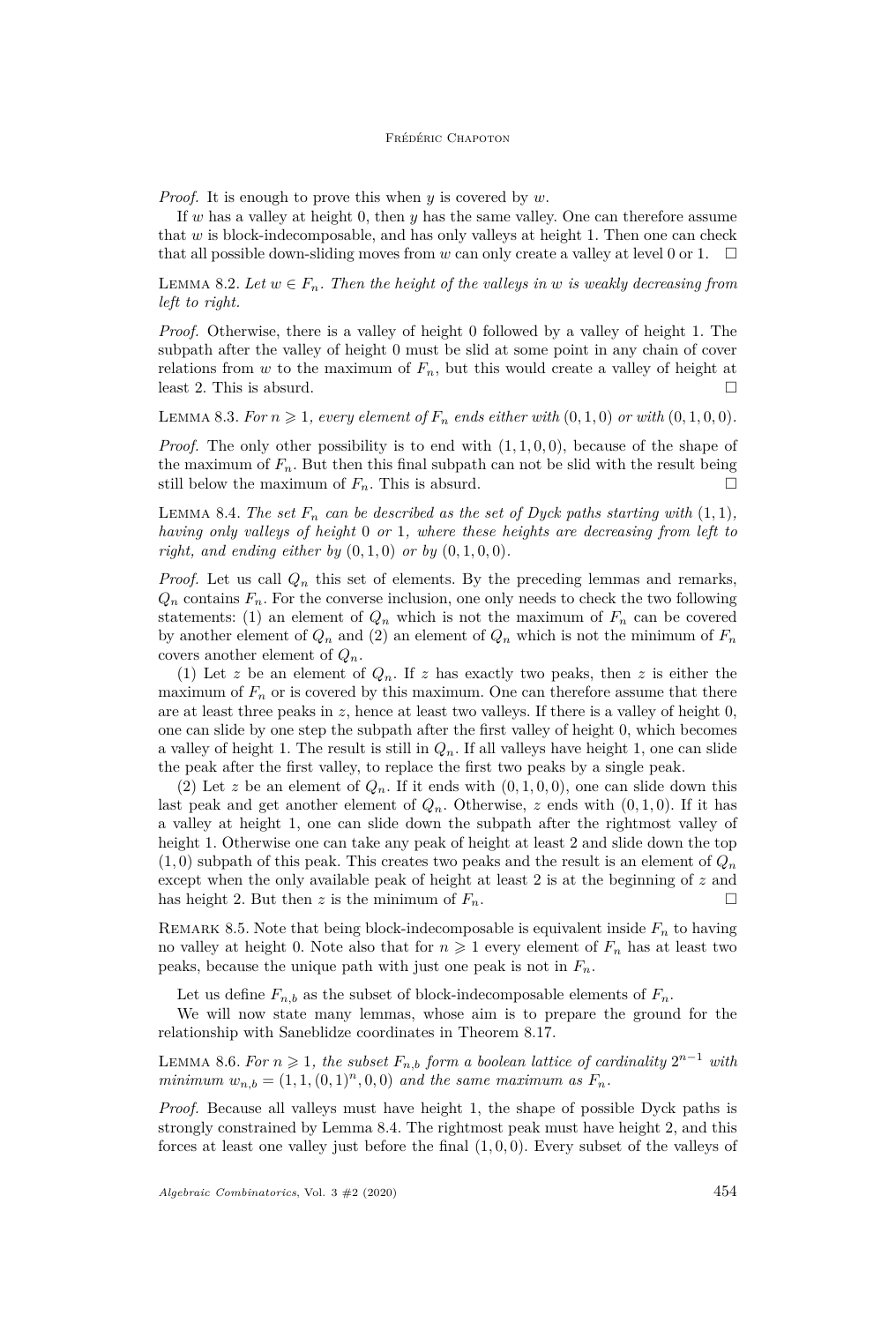*Proof.* It is enough to prove this when $y$ is covered by $w$.

If $w$ has a valley at height 0, then $y$ has the same valley. One can therefore assume that $w$ is block-indecomposable, and has only valleys at height 1. Then one can check that all possible down-sliding moves from $w$ can only create a valley at level 0 or 1. □

Lemma 8.2. *Let $w \in F_n$. Then the height of the valleys in $w$ is weakly decreasing from left to right.*

*Proof.* Otherwise, there is a valley of height 0 followed by a valley of height 1. The subpath after the valley of height 0 must be slid at some point in any chain of cover relations from $w$ to the maximum of $F_n$, but this would create a valley of height at least 2. This is absurd. □

Lemma 8.3. *For $n \geqslant 1$, every element of $F_n$ ends either with $(0, 1, 0)$ or with $(0, 1, 0, 0)$.*

*Proof.* The only other possibility is to end with $(1, 1, 0, 0)$, because of the shape of the maximum of $F_n$. But then this final subpath can not be slid with the result being still below the maximum of $F_n$. This is absurd. □

Lemma 8.4. *The set $F_n$ can be described as the set of Dyck paths starting with $(1, 1)$, having only valleys of height 0 or 1, where these heights are decreasing from left to right, and ending either by $(0, 1, 0)$ or by $(0, 1, 0, 0)$.*

*Proof.* Let us call $Q_n$ this set of elements. By the preceding lemmas and remarks, $Q_n$ contains $F_n$. For the converse inclusion, one only needs to check the two following statements: (1) an element of $Q_n$ which is not the maximum of $F_n$ can be covered by another element of $Q_n$ and (2) an element of $Q_n$ which is not the minimum of $F_n$ covers another element of $Q_n$.

(1) Let $z$ be an element of $Q_n$. If $z$ has exactly two peaks, then $z$ is either the maximum of $F_n$ or is covered by this maximum. One can therefore assume that there are at least three peaks in $z$, hence at least two valleys. If there is a valley of height 0, one can slide by one step the subpath after the first valley of height 0, which becomes a valley of height 1. The result is still in $Q_n$. If all valleys have height 1, one can slide the peak after the first valley, to replace the first two peaks by a single peak.

(2) Let $z$ be an element of $Q_n$. If it ends with $(0, 1, 0, 0)$, one can slide down this last peak and get another element of $Q_n$. Otherwise, $z$ ends with $(0, 1, 0)$. If it has a valley at height 1, one can slide down the subpath after the rightmost valley of height 1. Otherwise one can take any peak of height at least 2 and slide down the top $(1, 0)$ subpath of this peak. This creates two peaks and the result is an element of $Q_n$ except when the only available peak of height at least 2 is at the beginning of $z$ and has height 2. But then $z$ is the minimum of $F_n$. □

Remark 8.5. Note that being block-indecomposable is equivalent inside $F_n$ to having no valley at height 0. Note also that for $n \geqslant 1$ every element of $F_n$ has at least two peaks, because the unique path with just one peak is not in $F_n$.

Let us define $F_{n,b}$ as the subset of block-indecomposable elements of $F_n$.

We will now state many lemmas, whose aim is to prepare the ground for the relationship with Saneblidze coordinates in Theorem 8.17.

Lemma 8.6. *For $n \geqslant 1$, the subset $F_{n,b}$ form a boolean lattice of cardinality $2^{n-1}$ with minimum $w_{n,b} = (1, 1, (0, 1)^n, 0, 0)$ and the same maximum as $F_n$.*

*Proof.* Because all valleys must have height 1, the shape of possible Dyck paths is strongly constrained by Lemma 8.4. The rightmost peak must have height 2, and this forces at least one valley just before the final $(1, 0, 0)$. Every subset of the valleys of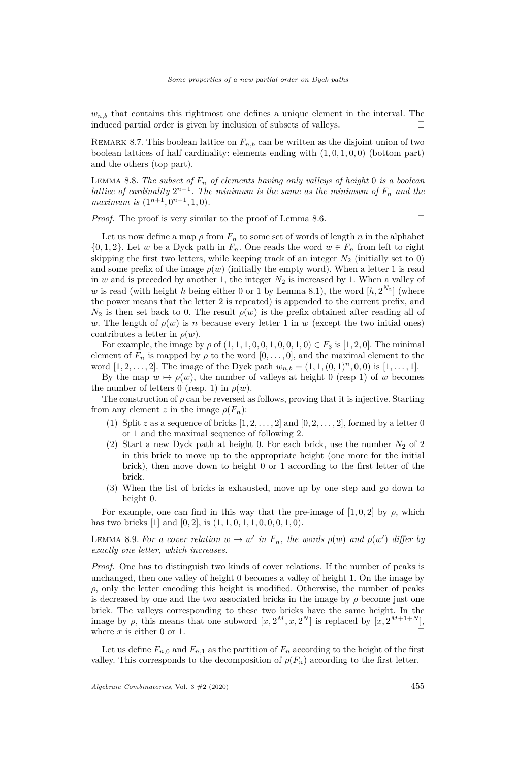$w_{n,b}$ that contains this rightmost one defines a unique element in the interval. The induced partial order is given by inclusion of subsets of valleys. □

Remark 8.7. This boolean lattice on $F_{n,b}$ can be written as the disjoint union of two boolean lattices of half cardinality: elements ending with $(1,0,1,0,0)$ (bottom part) and the others (top part).

Lemma 8.8. *The subset of $F_n$ of elements having only valleys of height 0 is a boolean lattice of cardinality $2^{n-1}$. The minimum is the same as the minimum of $F_n$ and the maximum is $(1^{n+1}, 0^{n+1}, 1, 0)$.*

*Proof.* The proof is very similar to the proof of Lemma 8.6. □

Let us now define a map $\rho$ from $F_n$ to some set of words of length $n$ in the alphabet $\{0,1,2\}$. Let $w$ be a Dyck path in $F_n$. One reads the word $w \in F_n$ from left to right skipping the first two letters, while keeping track of an integer $N_2$ (initially set to 0) and some prefix of the image $\rho(w)$ (initially the empty word). When a letter 1 is read in $w$ and is preceded by another 1, the integer $N_2$ is increased by 1. When a valley of $w$ is read (with height $h$ being either 0 or 1 by Lemma 8.1), the word $[h, 2^{N_2}]$ (where the power means that the letter 2 is repeated) is appended to the current prefix, and $N_2$ is then set back to 0. The result $\rho(w)$ is the prefix obtained after reading all of $w$. The length of $\rho(w)$ is $n$ because every letter 1 in $w$ (except the two initial ones) contributes a letter in $\rho(w)$.

For example, the image by $\rho$ of $(1,1,1,0,0,1,0,0,1,0) \in F_3$ is $[1,2,0]$. The minimal element of $F_n$ is mapped by $\rho$ to the word $[0,\dots,0]$, and the maximal element to the word $[1,2,\dots,2]$. The image of the Dyck path $w_{n,b} = (1,1,(0,1)^n,0,0)$ is $[1,\dots,1]$.

By the map $w \mapsto \rho(w)$, the number of valleys at height 0 (resp 1) of $w$ becomes the number of letters 0 (resp. 1) in $\rho(w)$.

The construction of $\rho$ can be reversed as follows, proving that it is injective. Starting from any element $z$ in the image $\rho(F_n)$:

(1) Split $z$ as a sequence of bricks $[1,2,\dots,2]$ and $[0,2,\dots,2]$, formed by a letter 0 or 1 and the maximal sequence of following 2.
(2) Start a new Dyck path at height 0. For each brick, use the number $N_2$ of 2 in this brick to move up to the appropriate height (one more for the initial brick), then move down to height 0 or 1 according to the first letter of the brick.
(3) When the list of bricks is exhausted, move up by one step and go down to height 0.

For example, one can find in this way that the pre-image of $[1,0,2]$ by $\rho$, which has two bricks $[1]$ and $[0,2]$, is $(1,1,0,1,1,0,0,0,1,0)$.

Lemma 8.9. *For a cover relation $w \to w'$ in $F_n$, the words $\rho(w)$ and $\rho(w')$ differ by exactly one letter, which increases.*

*Proof.* One has to distinguish two kinds of cover relations. If the number of peaks is unchanged, then one valley of height 0 becomes a valley of height 1. On the image by $\rho$, only the letter encoding this height is modified. Otherwise, the number of peaks is decreased by one and the two associated bricks in the image by $\rho$ become just one brick. The valleys corresponding to these two bricks have the same height. In the image by $\rho$, this means that one subword $[x, 2^M, x, 2^N]$ is replaced by $[x, 2^{M+1+N}]$, where $x$ is either 0 or 1. □

Let us define $F_{n,0}$ and $F_{n,1}$ as the partition of $F_n$ according to the height of the first valley. This corresponds to the decomposition of $\rho(F_n)$ according to the first letter.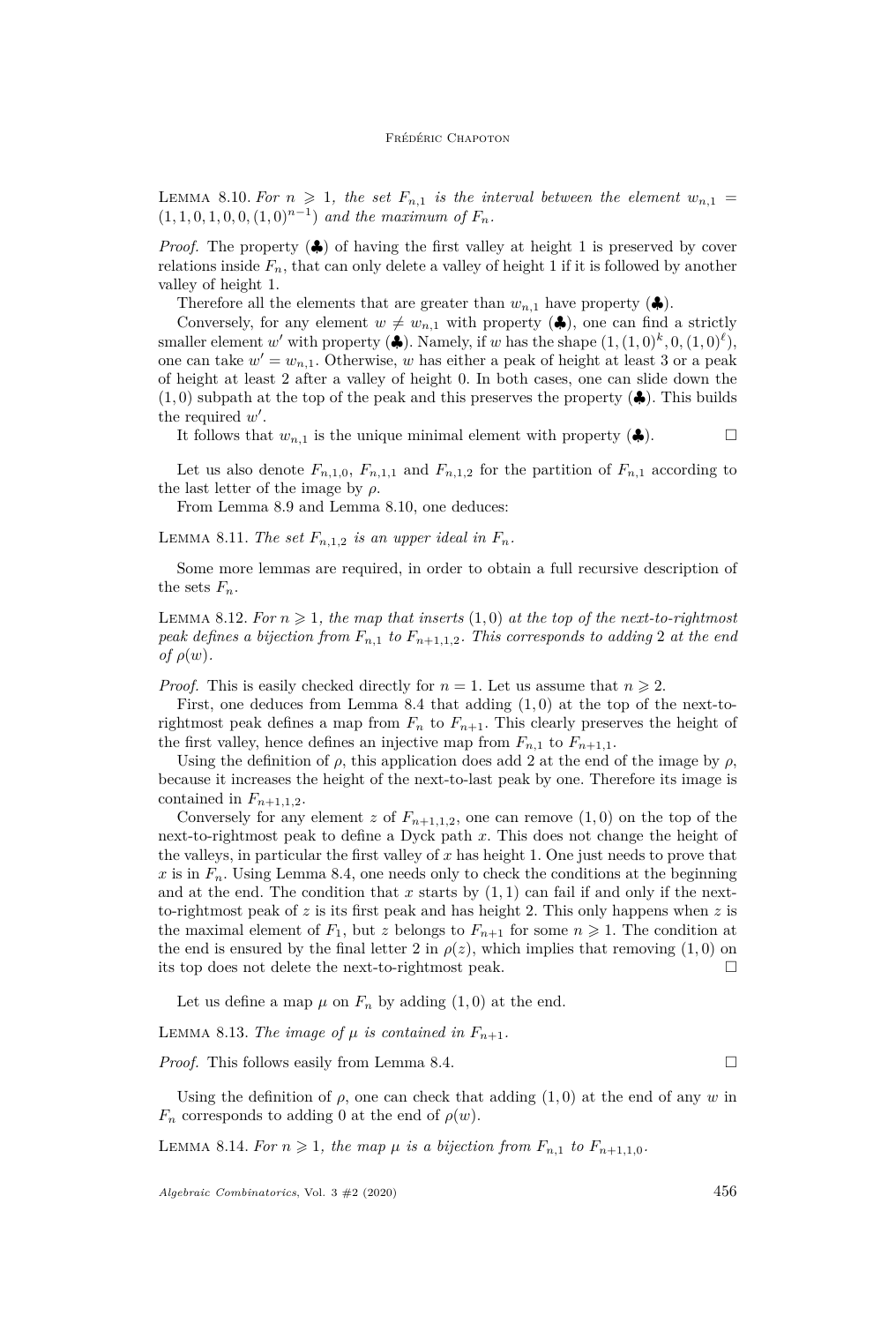Lemma 8.10. *For $n \geqslant 1$, the set $F_{n,1}$ is the interval between the element $w_{n,1} = (1,1,0,1,0,0,(1,0)^{n-1})$ and the maximum of $F_n$.*

*Proof.* The property (♣) of having the first valley at height 1 is preserved by cover relations inside $F_n$, that can only delete a valley of height 1 if it is followed by another valley of height 1.

Therefore all the elements that are greater than $w_{n,1}$ have property (♣).

Conversely, for any element $w \neq w_{n,1}$ with property (♣), one can find a strictly smaller element $w'$ with property (♣). Namely, if $w$ has the shape $(1,(1,0)^k,0,(1,0)^\ell)$, one can take $w' = w_{n,1}$. Otherwise, $w$ has either a peak of height at least 3 or a peak of height at least 2 after a valley of height 0. In both cases, one can slide down the $(1,0)$ subpath at the top of the peak and this preserves the property (♣). This builds the required $w'$.

It follows that $w_{n,1}$ is the unique minimal element with property (♣). □

Let us also denote $F_{n,1,0}$, $F_{n,1,1}$ and $F_{n,1,2}$ for the partition of $F_{n,1}$ according to the last letter of the image by $\rho$.

From Lemma 8.9 and Lemma 8.10, one deduces:

Lemma 8.11. *The set $F_{n,1,2}$ is an upper ideal in $F_n$.*

Some more lemmas are required, in order to obtain a full recursive description of the sets $F_n$.

Lemma 8.12. *For $n \geqslant 1$, the map that inserts $(1,0)$ at the top of the next-to-rightmost peak defines a bijection from $F_{n,1}$ to $F_{n+1,1,2}$. This corresponds to adding 2 at the end of $\rho(w)$.*

*Proof.* This is easily checked directly for $n = 1$. Let us assume that $n \geqslant 2$.

First, one deduces from Lemma 8.4 that adding $(1,0)$ at the top of the next-to-rightmost peak defines a map from $F_n$ to $F_{n+1}$. This clearly preserves the height of the first valley, hence defines an injective map from $F_{n,1}$ to $F_{n+1,1}$.

Using the definition of $\rho$, this application does add 2 at the end of the image by $\rho$, because it increases the height of the next-to-last peak by one. Therefore its image is contained in $F_{n+1,1,2}$.

Conversely for any element $z$ of $F_{n+1,1,2}$, one can remove $(1,0)$ on the top of the next-to-rightmost peak to define a Dyck path $x$. This does not change the height of the valleys, in particular the first valley of $x$ has height 1. One just needs to prove that $x$ is in $F_n$. Using Lemma 8.4, one needs only to check the conditions at the beginning and at the end. The condition that $x$ starts by $(1,1)$ can fail if and only if the next-to-rightmost peak of $z$ is its first peak and has height 2. This only happens when $z$ is the maximal element of $F_1$, but $z$ belongs to $F_{n+1}$ for some $n \geqslant 1$. The condition at the end is ensured by the final letter 2 in $\rho(z)$, which implies that removing $(1,0)$ on its top does not delete the next-to-rightmost peak. □

Let us define a map $\mu$ on $F_n$ by adding $(1,0)$ at the end.

Lemma 8.13. *The image of $\mu$ is contained in $F_{n+1}$.*

*Proof.* This follows easily from Lemma 8.4. □

Using the definition of $\rho$, one can check that adding $(1,0)$ at the end of any $w$ in $F_n$ corresponds to adding 0 at the end of $\rho(w)$.

Lemma 8.14. *For $n \geqslant 1$, the map $\mu$ is a bijection from $F_{n,1}$ to $F_{n+1,1,0}$.*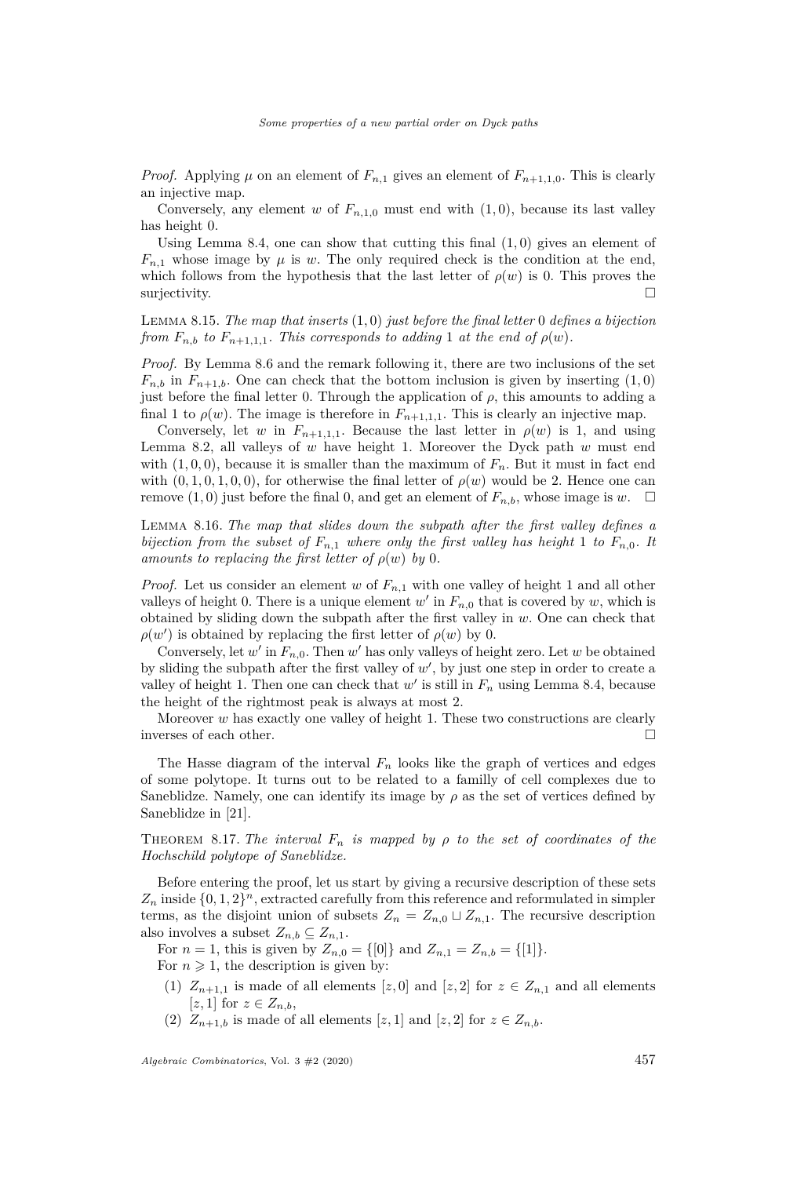*Proof.* Applying $\mu$ on an element of $F_{n,1}$ gives an element of $F_{n+1,1,0}$. This is clearly an injective map.

Conversely, any element $w$ of $F_{n,1,0}$ must end with $(1,0)$, because its last valley has height 0.

Using Lemma 8.4, one can show that cutting this final $(1,0)$ gives an element of $F_{n,1}$ whose image by $\mu$ is $w$. The only required check is the condition at the end, which follows from the hypothesis that the last letter of $\rho(w)$ is 0. This proves the surjectivity. □

Lemma 8.15. *The map that inserts $(1,0)$ just before the final letter 0 defines a bijection from $F_{n,b}$ to $F_{n+1,1,1}$. This corresponds to adding 1 at the end of $\rho(w)$.*

*Proof.* By Lemma 8.6 and the remark following it, there are two inclusions of the set $F_{n,b}$ in $F_{n+1,b}$. One can check that the bottom inclusion is given by inserting $(1,0)$ just before the final letter 0. Through the application of $\rho$, this amounts to adding a final 1 to $\rho(w)$. The image is therefore in $F_{n+1,1,1}$. This is clearly an injective map.

Conversely, let $w$ in $F_{n+1,1,1}$. Because the last letter in $\rho(w)$ is 1, and using Lemma 8.2, all valleys of $w$ have height 1. Moreover the Dyck path $w$ must end with $(1,0,0)$, because it is smaller than the maximum of $F_n$. But it must in fact end with $(0,1,0,1,0,0)$, for otherwise the final letter of $\rho(w)$ would be 2. Hence one can remove $(1,0)$ just before the final 0, and get an element of $F_{n,b}$, whose image is $w$. □

Lemma 8.16. *The map that slides down the subpath after the first valley defines a bijection from the subset of $F_{n,1}$ where only the first valley has height 1 to $F_{n,0}$. It amounts to replacing the first letter of $\rho(w)$ by 0.*

*Proof.* Let us consider an element $w$ of $F_{n,1}$ with one valley of height 1 and all other valleys of height 0. There is a unique element $w'$ in $F_{n,0}$ that is covered by $w$, which is obtained by sliding down the subpath after the first valley in $w$. One can check that $\rho(w')$ is obtained by replacing the first letter of $\rho(w)$ by 0.

Conversely, let $w'$ in $F_{n,0}$. Then $w'$ has only valleys of height zero. Let $w$ be obtained by sliding the subpath after the first valley of $w'$, by just one step in order to create a valley of height 1. Then one can check that $w'$ is still in $F_n$ using Lemma 8.4, because the height of the rightmost peak is always at most 2.

Moreover $w$ has exactly one valley of height 1. These two constructions are clearly inverses of each other. □

The Hasse diagram of the interval $F_n$ looks like the graph of vertices and edges of some polytope. It turns out to be related to a familly of cell complexes due to Saneblidze. Namely, one can identify its image by $\rho$ as the set of vertices defined by Saneblidze in [21].

Theorem 8.17. *The interval $F_n$ is mapped by $\rho$ to the set of coordinates of the Hochschild polytope of Saneblidze.*

Before entering the proof, let us start by giving a recursive description of these sets $Z_n$ inside $\{0,1,2\}^n$, extracted carefully from this reference and reformulated in simpler terms, as the disjoint union of subsets $Z_n = Z_{n,0} \sqcup Z_{n,1}$. The recursive description also involves a subset $Z_{n,b} \subseteq Z_{n,1}$.

For $n = 1$, this is given by $Z_{n,0} = \{[0]\}$ and $Z_{n,1} = Z_{n,b} = \{[1]\}$.

For $n \geqslant 1$, the description is given by:

(1) $Z_{n+1,1}$ is made of all elements $[z, 0]$ and $[z, 2]$ for $z \in Z_{n,1}$ and all elements $[z, 1]$ for $z \in Z_{n,b}$,

(2) $Z_{n+1,b}$ is made of all elements $[z, 1]$ and $[z, 2]$ for $z \in Z_{n,b}$.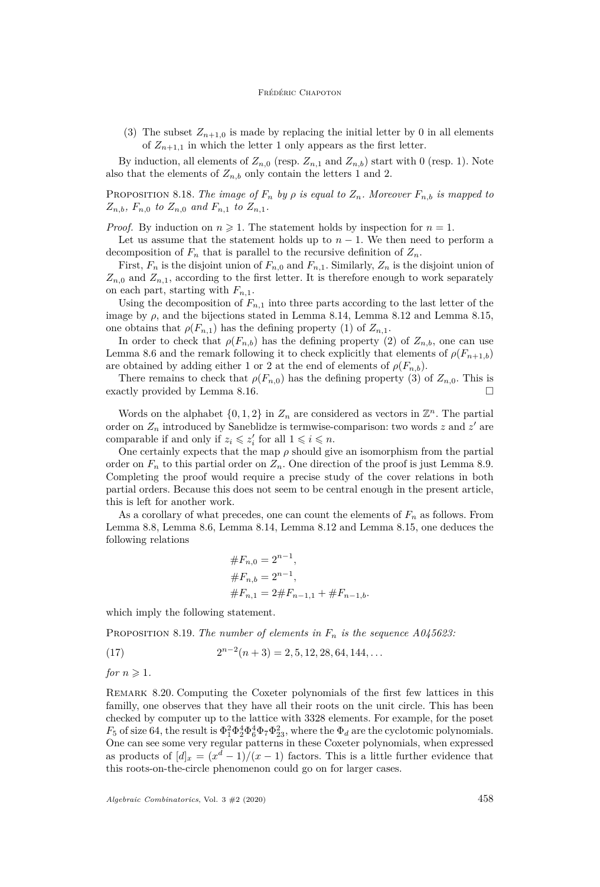(3) The subset $Z_{n+1,0}$ is made by replacing the initial letter by 0 in all elements of $Z_{n+1,1}$ in which the letter 1 only appears as the first letter.

By induction, all elements of $Z_{n,0}$ (resp. $Z_{n,1}$ and $Z_{n,b}$) start with 0 (resp. 1). Note also that the elements of $Z_{n,b}$ only contain the letters 1 and 2.

Proposition 8.18. *The image of $F_n$ by $\rho$ is equal to $Z_n$. Moreover $F_{n,b}$ is mapped to $Z_{n,b}$, $F_{n,0}$ to $Z_{n,0}$ and $F_{n,1}$ to $Z_{n,1}$.*

*Proof.* By induction on $n \geqslant 1$. The statement holds by inspection for $n = 1$.

Let us assume that the statement holds up to $n - 1$. We then need to perform a decomposition of $F_n$ that is parallel to the recursive definition of $Z_n$.

First, $F_n$ is the disjoint union of $F_{n,0}$ and $F_{n,1}$. Similarly, $Z_n$ is the disjoint union of $Z_{n,0}$ and $Z_{n,1}$, according to the first letter. It is therefore enough to work separately on each part, starting with $F_{n,1}$.

Using the decomposition of $F_{n,1}$ into three parts according to the last letter of the image by $\rho$, and the bijections stated in Lemma 8.14, Lemma 8.12 and Lemma 8.15, one obtains that $\rho(F_{n,1})$ has the defining property (1) of $Z_{n,1}$.

In order to check that $\rho(F_{n,b})$ has the defining property (2) of $Z_{n,b}$, one can use Lemma 8.6 and the remark following it to check explicitly that elements of $\rho(F_{n+1,b})$ are obtained by adding either 1 or 2 at the end of elements of $\rho(F_{n,b})$.

There remains to check that $\rho(F_{n,0})$ has the defining property (3) of $Z_{n,0}$. This is exactly provided by Lemma 8.16. □

Words on the alphabet $\{0, 1, 2\}$ in $Z_n$ are considered as vectors in $\mathbb{Z}^n$. The partial order on $Z_n$ introduced by Saneblidze is termwise-comparison: two words $z$ and $z'$ are comparable if and only if $z_i \leqslant z'_i$ for all $1 \leqslant i \leqslant n$.

One certainly expects that the map $\rho$ should give an isomorphism from the partial order on $F_n$ to this partial order on $Z_n$. One direction of the proof is just Lemma 8.9. Completing the proof would require a precise study of the cover relations in both partial orders. Because this does not seem to be central enough in the present article, this is left for another work.

As a corollary of what precedes, one can count the elements of $F_n$ as follows. From Lemma 8.8, Lemma 8.6, Lemma 8.14, Lemma 8.12 and Lemma 8.15, one deduces the following relations

$$\#F_{n,0} = 2^{n-1},$$
$$\#F_{n,b} = 2^{n-1},$$
$$\#F_{n,1} = 2\#F_{n-1,1} + \#F_{n-1,b}.$$

which imply the following statement.

Proposition 8.19. *The number of elements in $F_n$ is the sequence A045623:*

$$2^{n-2}(n+3) = 2, 5, 12, 28, 64, 144, \ldots \tag{17}$$

*for $n \geqslant 1$.*

Remark 8.20. Computing the Coxeter polynomials of the first few lattices in this familly, one observes that they have all their roots on the unit circle. This has been checked by computer up to the lattice with 3328 elements. For example, for the poset $F_5$ of size 64, the result is $\Phi_1^2\Phi_2^4\Phi_6^4\Phi_7\Phi_{23}^2$, where the $\Phi_d$ are the cyclotomic polynomials. One can see some very regular patterns in these Coxeter polynomials, when expressed as products of $[d]_x = (x^d - 1)/(x - 1)$ factors. This is a little further evidence that this roots-on-the-circle phenomenon could go on for larger cases.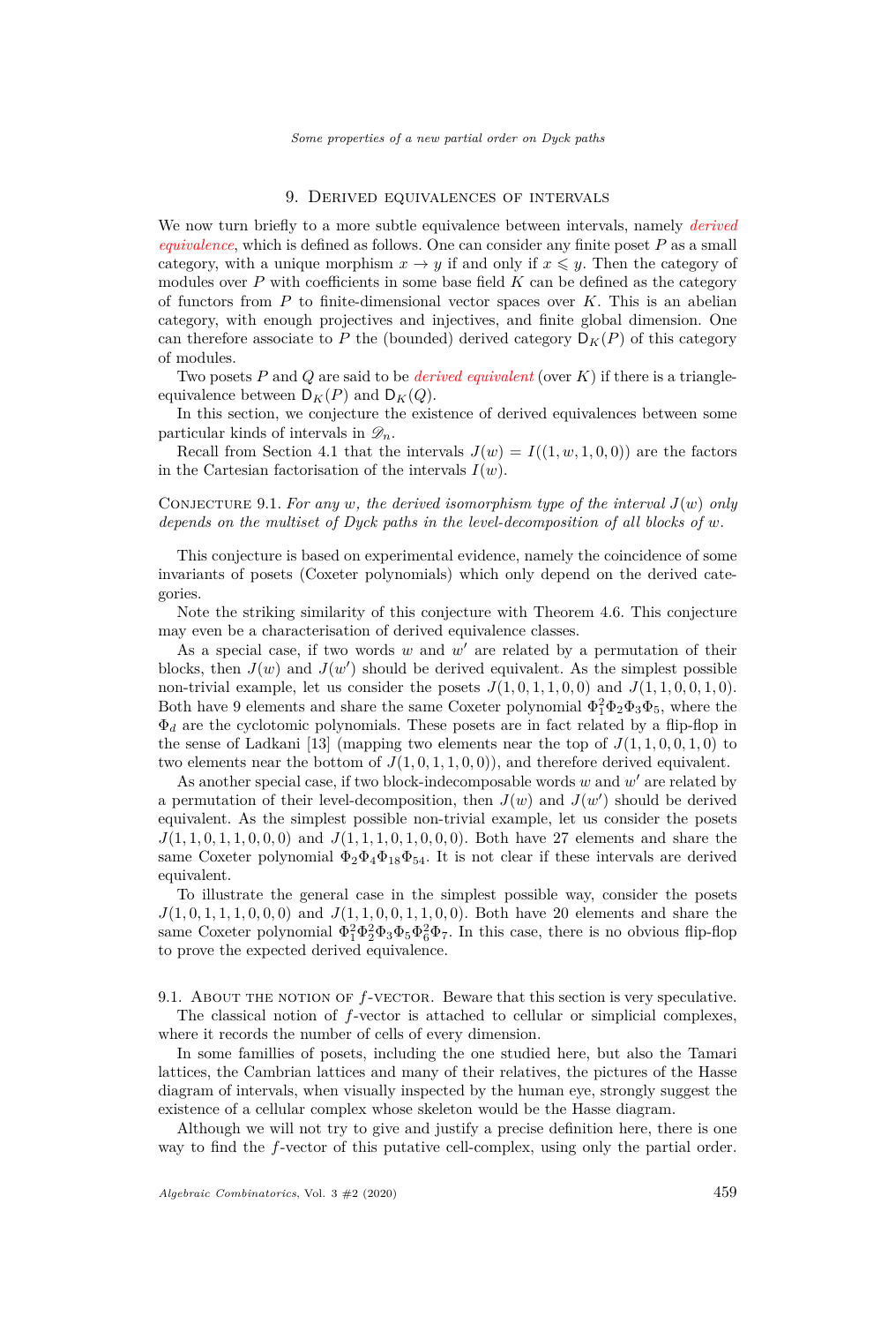## 9. Derived equivalences of intervals

We now turn briefly to a more subtle equivalence between intervals, namely *derived equivalence*, which is defined as follows. One can consider any finite poset $P$ as a small category, with a unique morphism $x \to y$ if and only if $x \leqslant y$. Then the category of modules over $P$ with coefficients in some base field $K$ can be defined as the category of functors from $P$ to finite-dimensional vector spaces over $K$. This is an abelian category, with enough projectives and injectives, and finite global dimension. One can therefore associate to $P$ the (bounded) derived category $\mathsf{D}_K(P)$ of this category of modules.

Two posets $P$ and $Q$ are said to be *derived equivalent* (over $K$) if there is a triangle-equivalence between $\mathsf{D}_K(P)$ and $\mathsf{D}_K(Q)$.

In this section, we conjecture the existence of derived equivalences between some particular kinds of intervals in $\mathscr{D}_n$.

Recall from Section 4.1 that the intervals $J(w) = I((1, w, 1, 0, 0))$ are the factors in the Cartesian factorisation of the intervals $I(w)$.

Conjecture 9.1. *For any $w$, the derived isomorphism type of the interval $J(w)$ only depends on the multiset of Dyck paths in the level-decomposition of all blocks of $w$.*

This conjecture is based on experimental evidence, namely the coincidence of some invariants of posets (Coxeter polynomials) which only depend on the derived categories.

Note the striking similarity of this conjecture with Theorem 4.6. This conjecture may even be a characterisation of derived equivalence classes.

As a special case, if two words $w$ and $w'$ are related by a permutation of their blocks, then $J(w)$ and $J(w')$ should be derived equivalent. As the simplest possible non-trivial example, let us consider the posets $J(1, 0, 1, 1, 0, 0)$ and $J(1, 1, 0, 0, 1, 0)$. Both have 9 elements and share the same Coxeter polynomial $\Phi_1^2 \Phi_2 \Phi_3 \Phi_5$, where the $\Phi_d$ are the cyclotomic polynomials. These posets are in fact related by a flip-flop in the sense of Ladkani [13] (mapping two elements near the top of $J(1, 1, 0, 0, 1, 0)$ to two elements near the bottom of $J(1, 0, 1, 1, 0, 0)$), and therefore derived equivalent.

As another special case, if two block-indecomposable words $w$ and $w'$ are related by a permutation of their level-decomposition, then $J(w)$ and $J(w')$ should be derived equivalent. As the simplest possible non-trivial example, let us consider the posets $J(1, 1, 0, 1, 1, 0, 0, 0)$ and $J(1, 1, 1, 0, 1, 0, 0, 0)$. Both have 27 elements and share the same Coxeter polynomial $\Phi_2 \Phi_4 \Phi_{18} \Phi_{54}$. It is not clear if these intervals are derived equivalent.

To illustrate the general case in the simplest possible way, consider the posets $J(1, 0, 1, 1, 1, 0, 0, 0)$ and $J(1, 1, 0, 0, 1, 1, 0, 0)$. Both have 20 elements and share the same Coxeter polynomial $\Phi_1^2 \Phi_2^2 \Phi_3 \Phi_5 \Phi_6^2 \Phi_7$. In this case, there is no obvious flip-flop to prove the expected derived equivalence.

### 9.1. About the notion of $f$-vector.

Beware that this section is very speculative.

The classical notion of $f$-vector is attached to cellular or simplicial complexes, where it records the number of cells of every dimension.

In some famillies of posets, including the one studied here, but also the Tamari lattices, the Cambrian lattices and many of their relatives, the pictures of the Hasse diagram of intervals, when visually inspected by the human eye, strongly suggest the existence of a cellular complex whose skeleton would be the Hasse diagram.

Although we will not try to give and justify a precise definition here, there is one way to find the $f$-vector of this putative cell-complex, using only the partial order.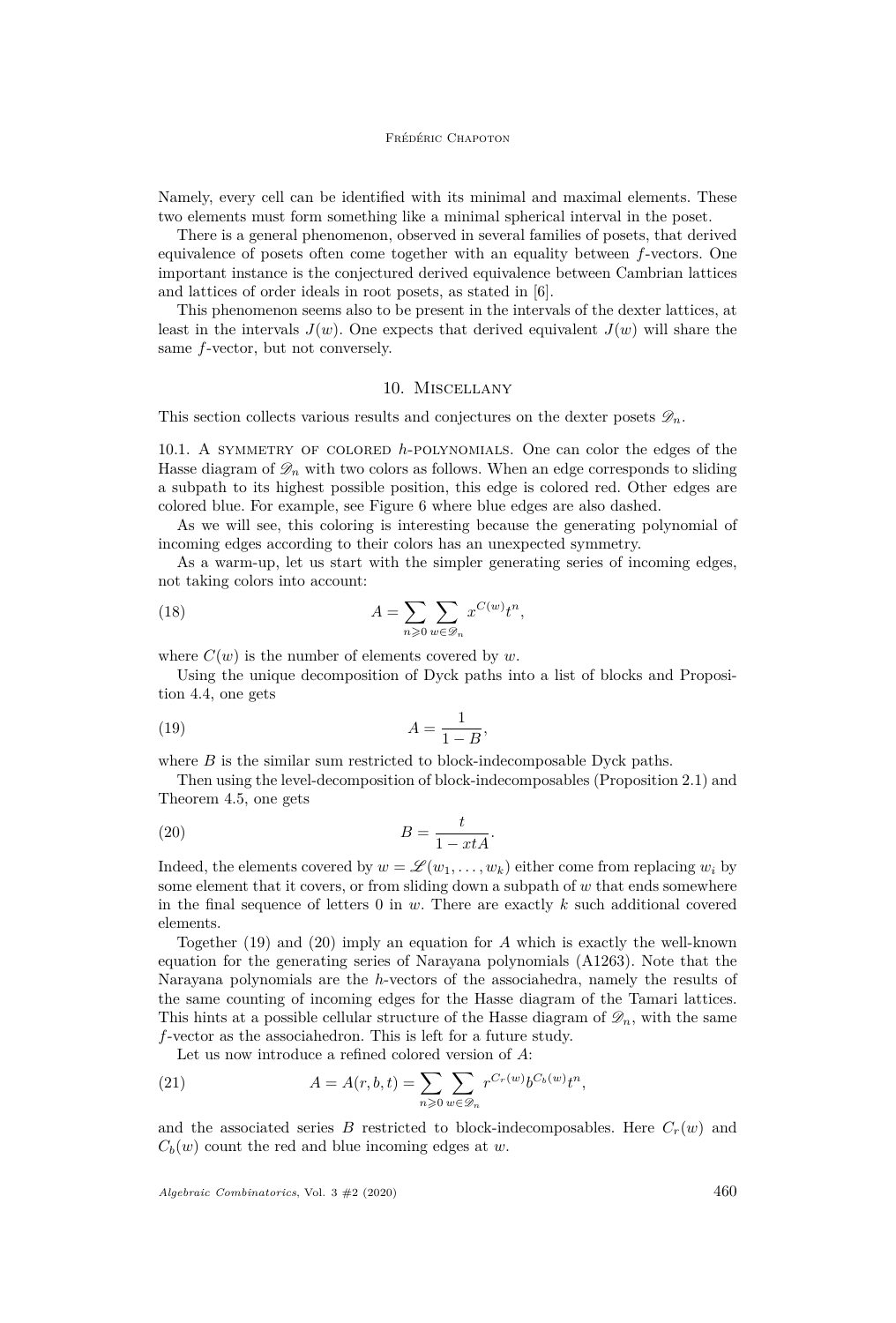Namely, every cell can be identified with its minimal and maximal elements. These two elements must form something like a minimal spherical interval in the poset.

There is a general phenomenon, observed in several families of posets, that derived equivalence of posets often come together with an equality between $f$-vectors. One important instance is the conjectured derived equivalence between Cambrian lattices and lattices of order ideals in root posets, as stated in [6].

This phenomenon seems also to be present in the intervals of the dexter lattices, at least in the intervals $J(w)$. One expects that derived equivalent $J(w)$ will share the same $f$-vector, but not conversely.

## 10. Miscellany

This section collects various results and conjectures on the dexter posets $\mathscr{D}_n$.

10.1. A symmetry of colored $h$-polynomials. One can color the edges of the Hasse diagram of $\mathscr{D}_n$ with two colors as follows. When an edge corresponds to sliding a subpath to its highest possible position, this edge is colored red. Other edges are colored blue. For example, see Figure 6 where blue edges are also dashed.

As we will see, this coloring is interesting because the generating polynomial of incoming edges according to their colors has an unexpected symmetry.

As a warm-up, let us start with the simpler generating series of incoming edges, not taking colors into account:

$$A = \sum_{n \geqslant 0} \sum_{w \in \mathscr{D}_n} x^{C(w)} t^n, \tag{18}$$

where $C(w)$ is the number of elements covered by $w$.

Using the unique decomposition of Dyck paths into a list of blocks and Proposition 4.4, one gets

$$A = \frac{1}{1-B}, \tag{19}$$

where $B$ is the similar sum restricted to block-indecomposable Dyck paths.

Then using the level-decomposition of block-indecomposables (Proposition 2.1) and Theorem 4.5, one gets

$$B = \frac{t}{1-xtA}. \tag{20}$$

Indeed, the elements covered by $w = \mathscr{L}(w_1, \dots, w_k)$ either come from replacing $w_i$ by some element that it covers, or from sliding down a subpath of $w$ that ends somewhere in the final sequence of letters 0 in $w$. There are exactly $k$ such additional covered elements.

Together (19) and (20) imply an equation for $A$ which is exactly the well-known equation for the generating series of Narayana polynomials (A1263). Note that the Narayana polynomials are the $h$-vectors of the associahedra, namely the results of the same counting of incoming edges for the Hasse diagram of the Tamari lattices. This hints at a possible cellular structure of the Hasse diagram of $\mathscr{D}_n$, with the same $f$-vector as the associahedron. This is left for a future study.

Let us now introduce a refined colored version of $A$:

$$A = A(r, b, t) = \sum_{n \geqslant 0} \sum_{w \in \mathscr{D}_n} r^{C_r(w)} b^{C_b(w)} t^n, \tag{21}$$

and the associated series $B$ restricted to block-indecomposables. Here $C_r(w)$ and $C_b(w)$ count the red and blue incoming edges at $w$.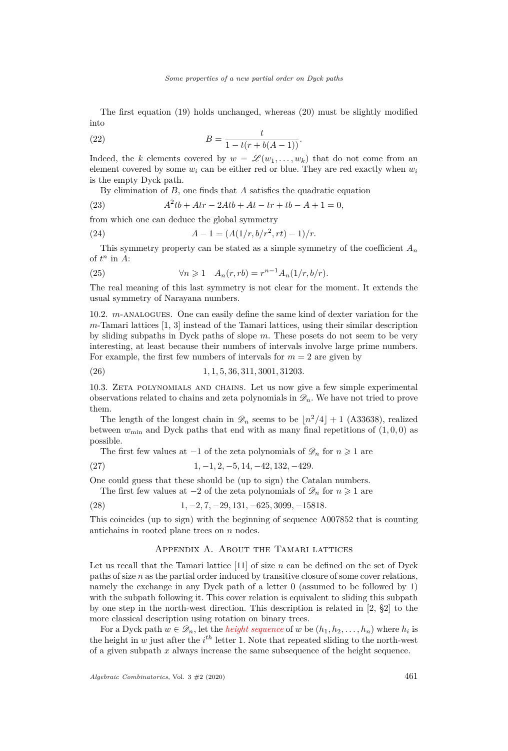The first equation (19) holds unchanged, whereas (20) must be slightly modified into

$$B = \frac{t}{1 - t(r + b(A-1))}. \tag{22}$$

Indeed, the $k$ elements covered by $w = \mathscr{L}(w_1, \dots, w_k)$ that do not come from an element covered by some $w_i$ can be either red or blue. They are red exactly when $w_i$ is the empty Dyck path.

By elimination of $B$, one finds that $A$ satisfies the quadratic equation

$$A^2tb + Atr - 2Atb + At - tr + tb - A + 1 = 0, \tag{23}$$

from which one can deduce the global symmetry

$$A - 1 = (A(1/r, b/r^2, rt) - 1)/r. \tag{24}$$

This symmetry property can be stated as a simple symmetry of the coefficient $A_n$ of $t^n$ in $A$:

$$\forall n \geqslant 1 \quad A_n(r, rb) = r^{n-1} A_n(1/r, b/r). \tag{25}$$

The real meaning of this last symmetry is not clear for the moment. It extends the usual symmetry of Narayana numbers.

10.2. $m$-analogues. One can easily define the same kind of dexter variation for the $m$-Tamari lattices [1, 3] instead of the Tamari lattices, using their similar description by sliding subpaths in Dyck paths of slope $m$. These posets do not seem to be very interesting, at least because their numbers of intervals involve large prime numbers. For example, the first few numbers of intervals for $m = 2$ are given by

$$1, 1, 5, 36, 311, 3001, 31203. \tag{26}$$

10.3. Zeta polynomials and chains. Let us now give a few simple experimental observations related to chains and zeta polynomials in $\mathscr{D}_n$. We have not tried to prove them.

The length of the longest chain in $\mathscr{D}_n$ seems to be $\lfloor n^2/4 \rfloor + 1$ (A33638), realized between $w_{\min}$ and Dyck paths that end with as many final repetitions of $(1, 0, 0)$ as possible.

The first few values at $-1$ of the zeta polynomials of $\mathscr{D}_n$ for $n \geqslant 1$ are

$$1, -1, 2, -5, 14, -42, 132, -429. \tag{27}$$

One could guess that these should be (up to sign) the Catalan numbers.

The first few values at $-2$ of the zeta polynomials of $\mathscr{D}_n$ for $n \geqslant 1$ are

$$1, -2, 7, -29, 131, -625, 3099, -15818. \tag{28}$$

This coincides (up to sign) with the beginning of sequence A007852 that is counting antichains in rooted plane trees on $n$ nodes.

## Appendix A. About the Tamari lattices

Let us recall that the Tamari lattice [11] of size $n$ can be defined on the set of Dyck paths of size $n$ as the partial order induced by transitive closure of some cover relations, namely the exchange in any Dyck path of a letter 0 (assumed to be followed by 1) with the subpath following it. This cover relation is equivalent to sliding this subpath by one step in the north-west direction. This description is related in [2, §2] to the more classical description using rotation on binary trees.

For a Dyck path $w \in \mathscr{D}_n$, let the *height sequence* of $w$ be $(h_1, h_2, \dots, h_n)$ where $h_i$ is the height in $w$ just after the $i^{th}$ letter 1. Note that repeated sliding to the north-west of a given subpath $x$ always increase the same subsequence of the height sequence.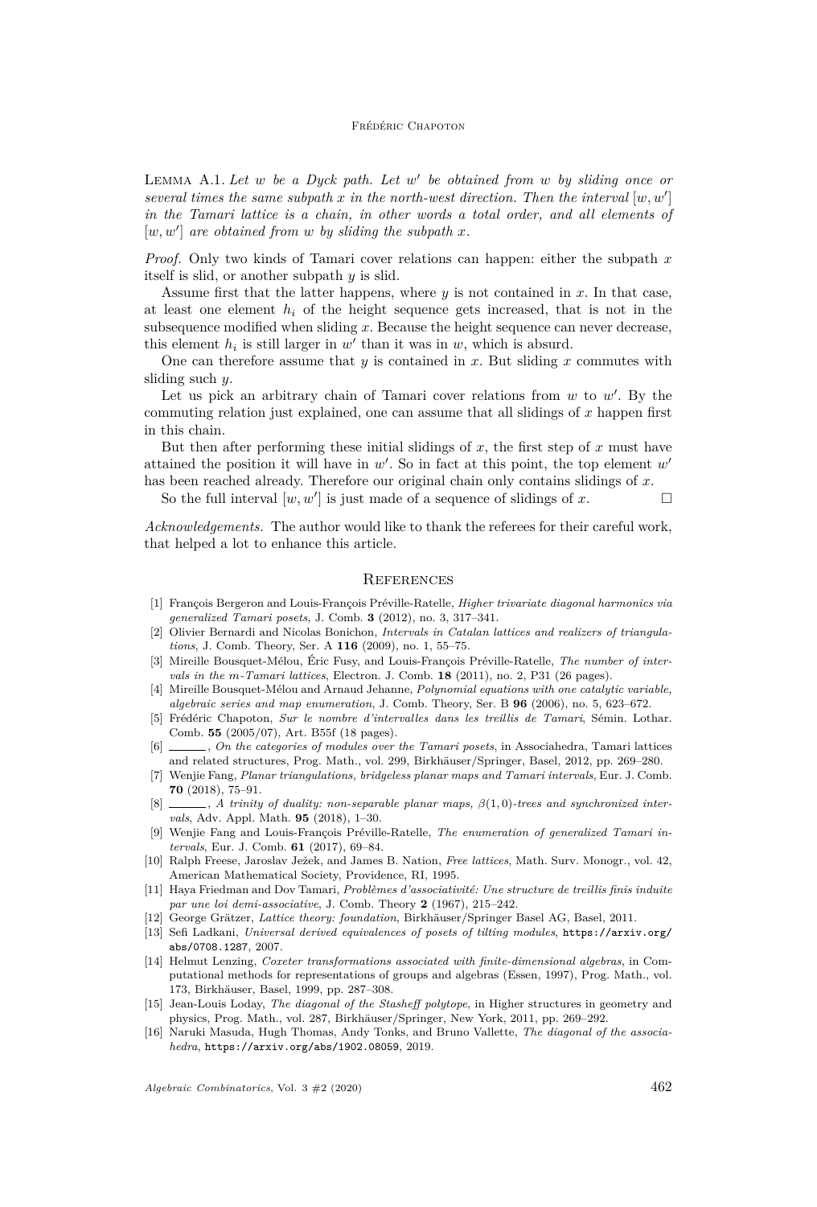Lemma A.1. *Let $w$ be a Dyck path. Let $w'$ be obtained from $w$ by sliding once or several times the same subpath $x$ in the north-west direction. Then the interval $[w, w']$ in the Tamari lattice is a chain, in other words a total order, and all elements of $[w, w']$ are obtained from $w$ by sliding the subpath $x$.*

*Proof.* Only two kinds of Tamari cover relations can happen: either the subpath $x$ itself is slid, or another subpath $y$ is slid.

Assume first that the latter happens, where $y$ is not contained in $x$. In that case, at least one element $h_i$ of the height sequence gets increased, that is not in the subsequence modified when sliding $x$. Because the height sequence can never decrease, this element $h_i$ is still larger in $w'$ than it was in $w$, which is absurd.

One can therefore assume that $y$ is contained in $x$. But sliding $x$ commutes with sliding such $y$.

Let us pick an arbitrary chain of Tamari cover relations from $w$ to $w'$. By the commuting relation just explained, one can assume that all slidings of $x$ happen first in this chain.

But then after performing these initial slidings of $x$, the first step of $x$ must have attained the position it will have in $w'$. So in fact at this point, the top element $w'$ has been reached already. Therefore our original chain only contains slidings of $x$.

So the full interval $[w, w']$ is just made of a sequence of slidings of $x$. □

*Acknowledgements.* The author would like to thank the referees for their careful work, that helped a lot to enhance this article.

## References

[1] François Bergeron and Louis-François Préville-Ratelle, *Higher trivariate diagonal harmonics via generalized Tamari posets*, J. Comb. **3** (2012), no. 3, 317–341.

[2] Olivier Bernardi and Nicolas Bonichon, *Intervals in Catalan lattices and realizers of triangulations*, J. Comb. Theory, Ser. A **116** (2009), no. 1, 55–75.

[3] Mireille Bousquet-Mélou, Éric Fusy, and Louis-François Préville-Ratelle, *The number of intervals in the m-Tamari lattices*, Electron. J. Comb. **18** (2011), no. 2, P31 (26 pages).

[4] Mireille Bousquet-Mélou and Arnaud Jehanne, *Polynomial equations with one catalytic variable, algebraic series and map enumeration*, J. Comb. Theory, Ser. B **96** (2006), no. 5, 623–672.

[5] Frédéric Chapoton, *Sur le nombre d'intervalles dans les treillis de Tamari*, Sémin. Lothar. Comb. **55** (2005/07), Art. B55f (18 pages).

[6] ______, *On the categories of modules over the Tamari posets*, in Associahedra, Tamari lattices and related structures, Prog. Math., vol. 299, Birkhäuser/Springer, Basel, 2012, pp. 269–280.

[7] Wenjie Fang, *Planar triangulations, bridgeless planar maps and Tamari intervals*, Eur. J. Comb. **70** (2018), 75–91.

[8] ______, *A trinity of duality: non-separable planar maps, $\beta(1,0)$-trees and synchronized intervals*, Adv. Appl. Math. **95** (2018), 1–30.

[9] Wenjie Fang and Louis-François Préville-Ratelle, *The enumeration of generalized Tamari intervals*, Eur. J. Comb. **61** (2017), 69–84.

[10] Ralph Freese, Jaroslav Ježek, and James B. Nation, *Free lattices*, Math. Surv. Monogr., vol. 42, American Mathematical Society, Providence, RI, 1995.

[11] Haya Friedman and Dov Tamari, *Problèmes d'associativité: Une structure de treillis finis induite par une loi demi-associative*, J. Comb. Theory **2** (1967), 215–242.

[12] George Grätzer, *Lattice theory: foundation*, Birkhäuser/Springer Basel AG, Basel, 2011.

[13] Sefi Ladkani, *Universal derived equivalences of posets of tilting modules*, https://arxiv.org/abs/0708.1287, 2007.

[14] Helmut Lenzing, *Coxeter transformations associated with finite-dimensional algebras*, in Computational methods for representations of groups and algebras (Essen, 1997), Prog. Math., vol. 173, Birkhäuser, Basel, 1999, pp. 287–308.

[15] Jean-Louis Loday, *The diagonal of the Stasheff polytope*, in Higher structures in geometry and physics, Prog. Math., vol. 287, Birkhäuser/Springer, New York, 2011, pp. 269–292.

[16] Naruki Masuda, Hugh Thomas, Andy Tonks, and Bruno Vallette, *The diagonal of the associahedra*, https://arxiv.org/abs/1902.08059, 2019.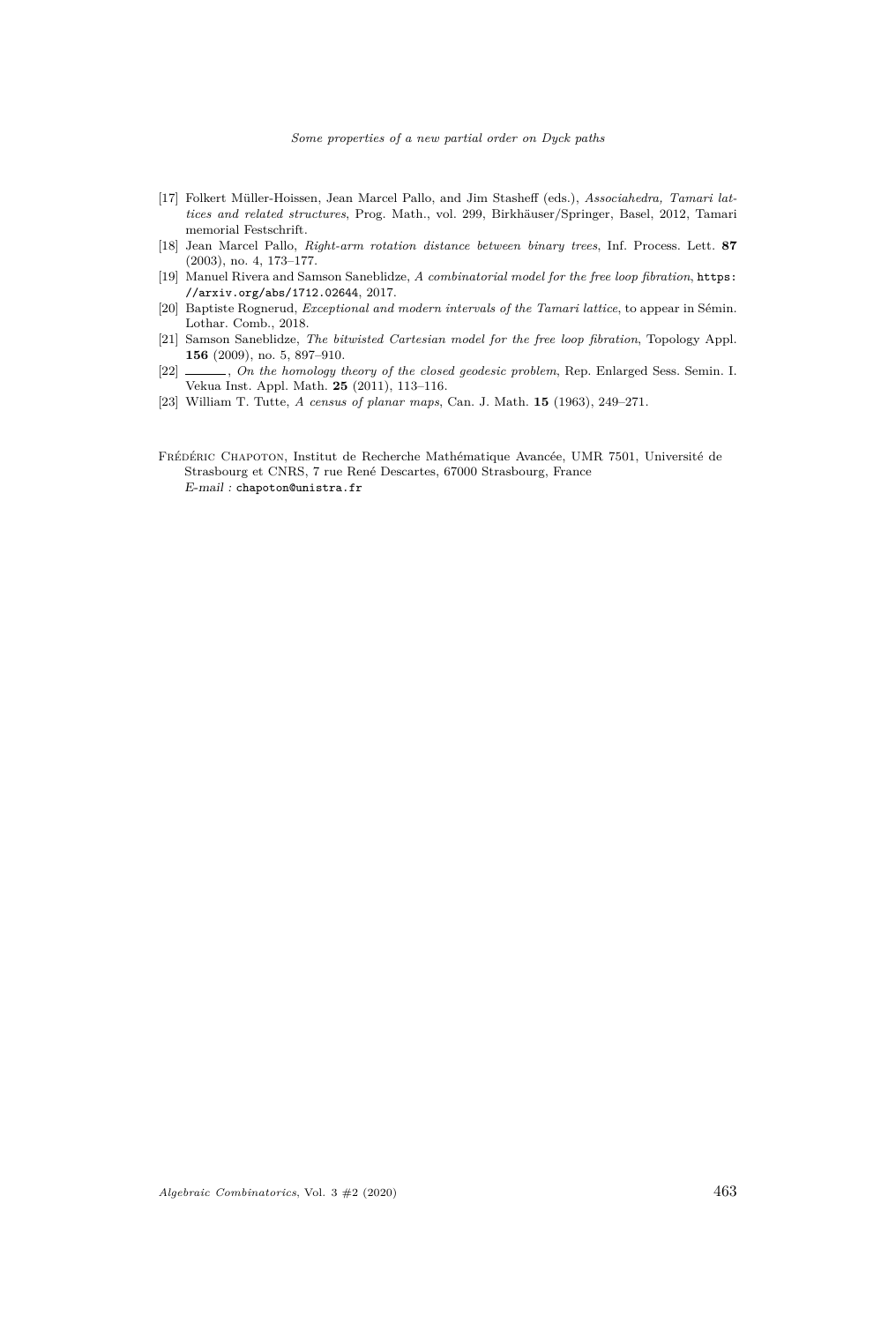[17] Folkert Müller-Hoissen, Jean Marcel Pallo, and Jim Stasheff (eds.), *Associahedra, Tamari lattices and related structures*, Prog. Math., vol. 299, Birkhäuser/Springer, Basel, 2012, Tamari memorial Festschrift.

[18] Jean Marcel Pallo, *Right-arm rotation distance between binary trees*, Inf. Process. Lett. **87** (2003), no. 4, 173–177.

[19] Manuel Rivera and Samson Saneblidze, *A combinatorial model for the free loop fibration*, `https://arxiv.org/abs/1712.02644`, 2017.

[20] Baptiste Rognerud, *Exceptional and modern intervals of the Tamari lattice*, to appear in Sémin. Lothar. Comb., 2018.

[21] Samson Saneblidze, *The bitwisted Cartesian model for the free loop fibration*, Topology Appl. **156** (2009), no. 5, 897–910.

[22] ———, *On the homology theory of the closed geodesic problem*, Rep. Enlarged Sess. Semin. I. Vekua Inst. Appl. Math. **25** (2011), 113–116.

[23] William T. Tutte, *A census of planar maps*, Can. J. Math. **15** (1963), 249–271.

Frédéric Chapoton, Institut de Recherche Mathématique Avancée, UMR 7501, Université de Strasbourg et CNRS, 7 rue René Descartes, 67000 Strasbourg, France
*E-mail :* `chapoton@unistra.fr`